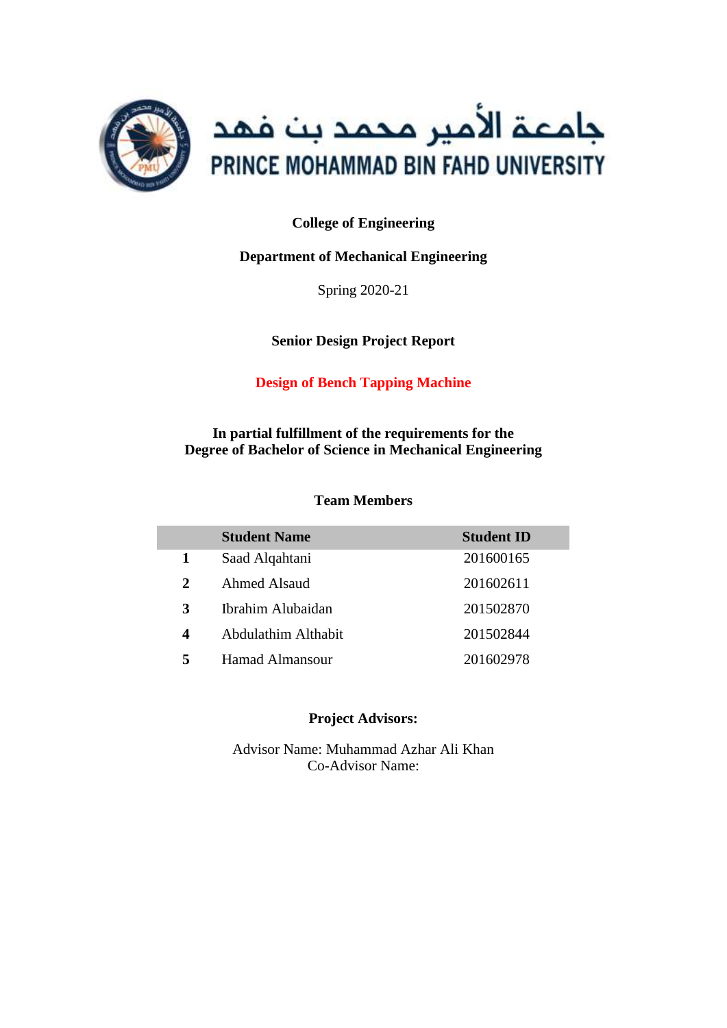جامعة الأمير محمد بن فهد

PRINCE MOHAMMAD BIN FAHD UNIVERSITY

**College of Engineering**

**Department of Mechanical Engineering**

Spring 2020-21

**Senior Design Project Report**

**Design of Bench Tapping Machine**

**In partial fulfillment of the requirements for the Degree of Bachelor of Science in Mechanical Engineering**

**Team Members**

| | Student Name | Student ID |
|---|---|---|
| **1** | Saad Alqahtani | 201600165 |
| **2** | Ahmed Alsaud | 201602611 |
| **3** | Ibrahim Alubaidan | 201502870 |
| **4** | Abdulathim Althabit | 201502844 |
| **5** | Hamad Almansour | 201602978 |

**Project Advisors:**

Advisor Name: Muhammad Azhar Ali Khan
Co-Advisor Name: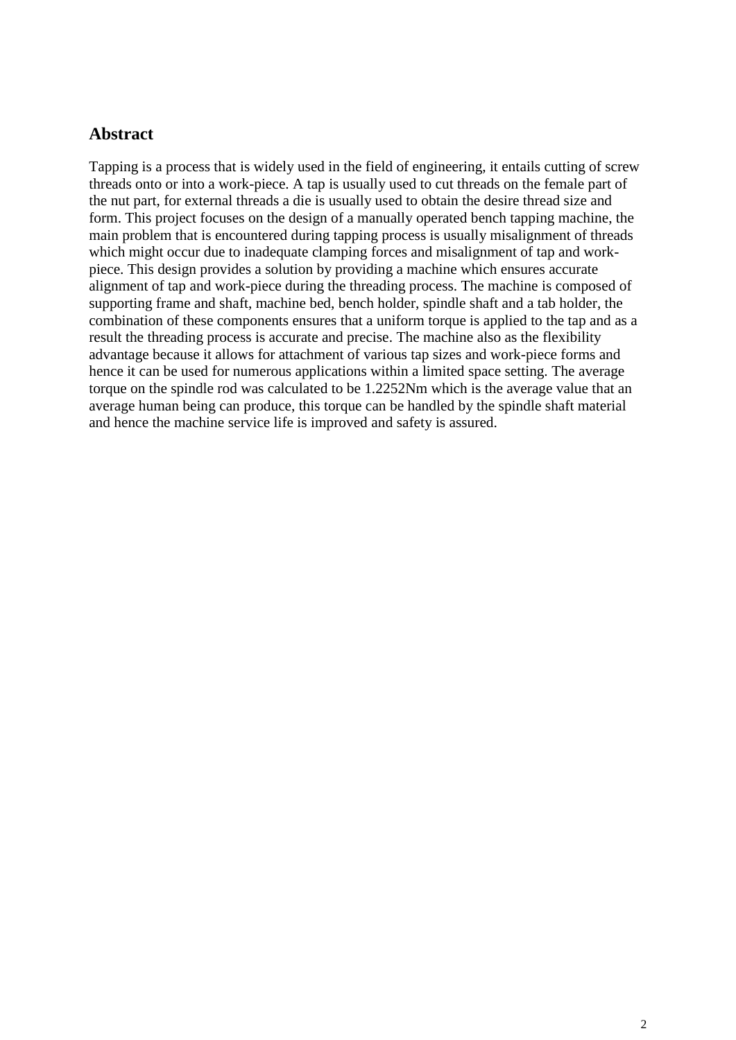## Abstract

Tapping is a process that is widely used in the field of engineering, it entails cutting of screw threads onto or into a work-piece. A tap is usually used to cut threads on the female part of the nut part, for external threads a die is usually used to obtain the desire thread size and form. This project focuses on the design of a manually operated bench tapping machine, the main problem that is encountered during tapping process is usually misalignment of threads which might occur due to inadequate clamping forces and misalignment of tap and work-piece. This design provides a solution by providing a machine which ensures accurate alignment of tap and work-piece during the threading process. The machine is composed of supporting frame and shaft, machine bed, bench holder, spindle shaft and a tab holder, the combination of these components ensures that a uniform torque is applied to the tap and as a result the threading process is accurate and precise. The machine also as the flexibility advantage because it allows for attachment of various tap sizes and work-piece forms and hence it can be used for numerous applications within a limited space setting. The average torque on the spindle rod was calculated to be 1.2252Nm which is the average value that an average human being can produce, this torque can be handled by the spindle shaft material and hence the machine service life is improved and safety is assured.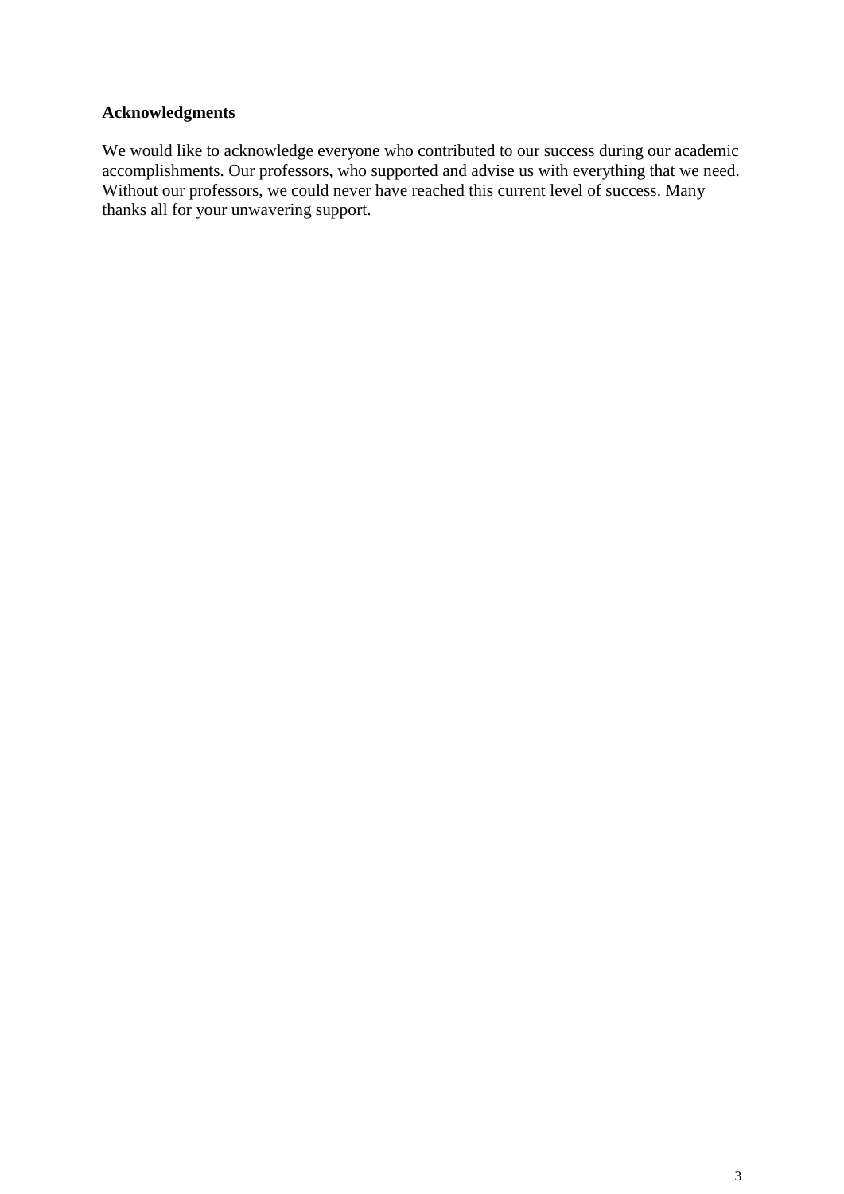## Acknowledgments

We would like to acknowledge everyone who contributed to our success during our academic accomplishments. Our professors, who supported and advise us with everything that we need. Without our professors, we could never have reached this current level of success. Many thanks all for your unwavering support.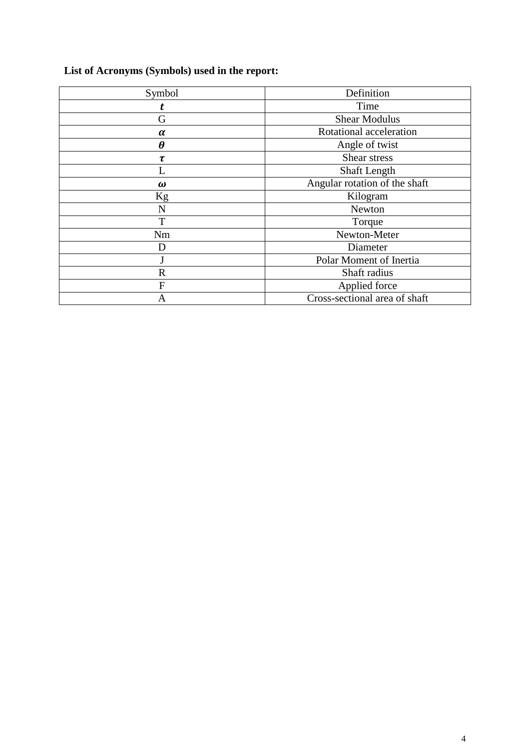**List of Acronyms (Symbols) used in the report:**

| Symbol | Definition |
|---|---|
| $t$ | Time |
| G | Shear Modulus |
| $\alpha$ | Rotational acceleration |
| $\theta$ | Angle of twist |
| $\tau$ | Shear stress |
| L | Shaft Length |
| $\omega$ | Angular rotation of the shaft |
| Kg | Kilogram |
| N | Newton |
| T | Torque |
| Nm | Newton-Meter |
| D | Diameter |
| J | Polar Moment of Inertia |
| R | Shaft radius |
| F | Applied force |
| A | Cross-sectional area of shaft |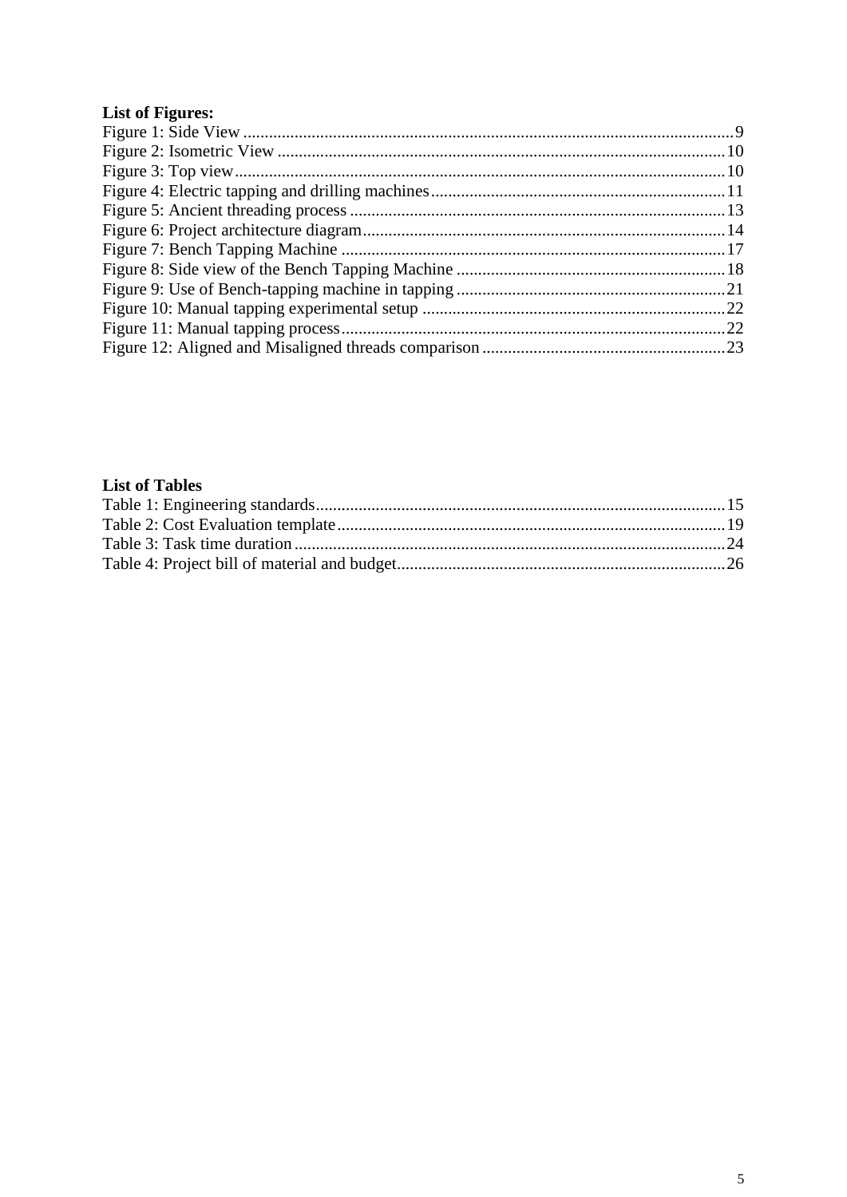**List of Figures:**

Figure 1: Side View .......... 9
Figure 2: Isometric View .......... 10
Figure 3: Top view .......... 10
Figure 4: Electric tapping and drilling machines .......... 11
Figure 5: Ancient threading process .......... 13
Figure 6: Project architecture diagram .......... 14
Figure 7: Bench Tapping Machine .......... 17
Figure 8: Side view of the Bench Tapping Machine .......... 18
Figure 9: Use of Bench-tapping machine in tapping .......... 21
Figure 10: Manual tapping experimental setup .......... 22
Figure 11: Manual tapping process .......... 22
Figure 12: Aligned and Misaligned threads comparison .......... 23

**List of Tables**

Table 1: Engineering standards .......... 15
Table 2: Cost Evaluation template .......... 19
Table 3: Task time duration .......... 24
Table 4: Project bill of material and budget .......... 26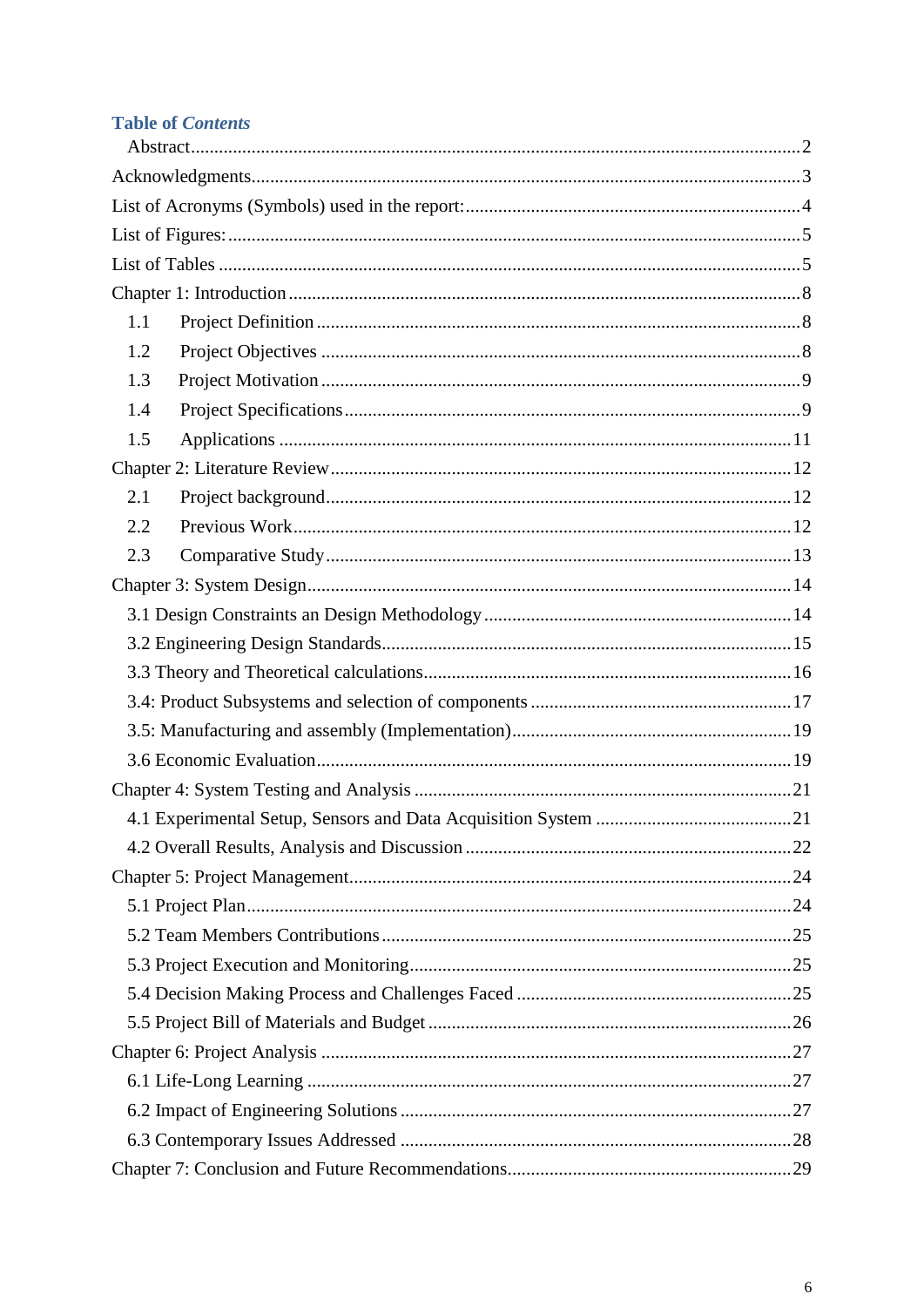## Table of *Contents*

Abstract.....2

Acknowledgments.....3

List of Acronyms (Symbols) used in the report:.....4

List of Figures:.....5

List of Tables.....5

Chapter 1: Introduction.....8

- 1.1 Project Definition.....8
- 1.2 Project Objectives.....8
- 1.3 Project Motivation.....9
- 1.4 Project Specifications.....9
- 1.5 Applications.....11

Chapter 2: Literature Review.....12

- 2.1 Project background.....12
- 2.2 Previous Work.....12
- 2.3 Comparative Study.....13

Chapter 3: System Design.....14

- 3.1 Design Constraints an Design Methodology.....14
- 3.2 Engineering Design Standards.....15
- 3.3 Theory and Theoretical calculations.....16
- 3.4: Product Subsystems and selection of components.....17
- 3.5: Manufacturing and assembly (Implementation).....19
- 3.6 Economic Evaluation.....19

Chapter 4: System Testing and Analysis.....21

- 4.1 Experimental Setup, Sensors and Data Acquisition System.....21
- 4.2 Overall Results, Analysis and Discussion.....22

Chapter 5: Project Management.....24

- 5.1 Project Plan.....24
- 5.2 Team Members Contributions.....25
- 5.3 Project Execution and Monitoring.....25
- 5.4 Decision Making Process and Challenges Faced.....25
- 5.5 Project Bill of Materials and Budget.....26

Chapter 6: Project Analysis.....27

- 6.1 Life-Long Learning.....27
- 6.2 Impact of Engineering Solutions.....27
- 6.3 Contemporary Issues Addressed.....28

Chapter 7: Conclusion and Future Recommendations.....29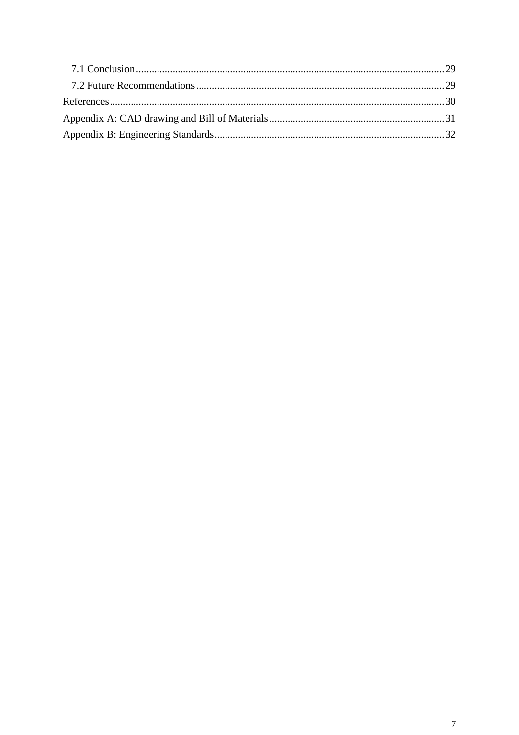7.1 Conclusion ..................................................................................................................... 29

7.2 Future Recommendations ............................................................................................. 29

References ............................................................................................................................. 30

Appendix A: CAD drawing and Bill of Materials ................................................................... 31

Appendix B: Engineering Standards ....................................................................................... 32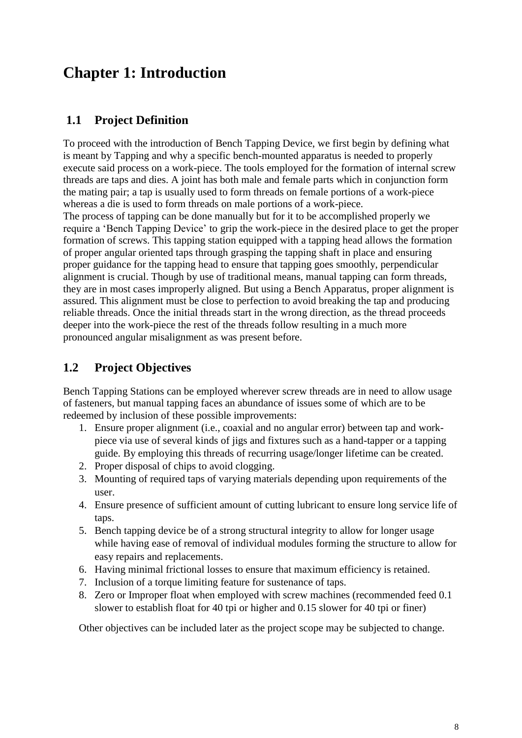# Chapter 1: Introduction

## 1.1 Project Definition

To proceed with the introduction of Bench Tapping Device, we first begin by defining what is meant by Tapping and why a specific bench-mounted apparatus is needed to properly execute said process on a work-piece. The tools employed for the formation of internal screw threads are taps and dies. A joint has both male and female parts which in conjunction form the mating pair; a tap is usually used to form threads on female portions of a work-piece whereas a die is used to form threads on male portions of a work-piece.

The process of tapping can be done manually but for it to be accomplished properly we require a 'Bench Tapping Device' to grip the work-piece in the desired place to get the proper formation of screws. This tapping station equipped with a tapping head allows the formation of proper angular oriented taps through grasping the tapping shaft in place and ensuring proper guidance for the tapping head to ensure that tapping goes smoothly, perpendicular alignment is crucial. Though by use of traditional means, manual tapping can form threads, they are in most cases improperly aligned. But using a Bench Apparatus, proper alignment is assured. This alignment must be close to perfection to avoid breaking the tap and producing reliable threads. Once the initial threads start in the wrong direction, as the thread proceeds deeper into the work-piece the rest of the threads follow resulting in a much more pronounced angular misalignment as was present before.

## 1.2 Project Objectives

Bench Tapping Stations can be employed wherever screw threads are in need to allow usage of fasteners, but manual tapping faces an abundance of issues some of which are to be redeemed by inclusion of these possible improvements:

1. Ensure proper alignment (i.e., coaxial and no angular error) between tap and work-piece via use of several kinds of jigs and fixtures such as a hand-tapper or a tapping guide. By employing this threads of recurring usage/longer lifetime can be created.
2. Proper disposal of chips to avoid clogging.
3. Mounting of required taps of varying materials depending upon requirements of the user.
4. Ensure presence of sufficient amount of cutting lubricant to ensure long service life of taps.
5. Bench tapping device be of a strong structural integrity to allow for longer usage while having ease of removal of individual modules forming the structure to allow for easy repairs and replacements.
6. Having minimal frictional losses to ensure that maximum efficiency is retained.
7. Inclusion of a torque limiting feature for sustenance of taps.
8. Zero or Improper float when employed with screw machines (recommended feed 0.1 slower to establish float for 40 tpi or higher and 0.15 slower for 40 tpi or finer)

Other objectives can be included later as the project scope may be subjected to change.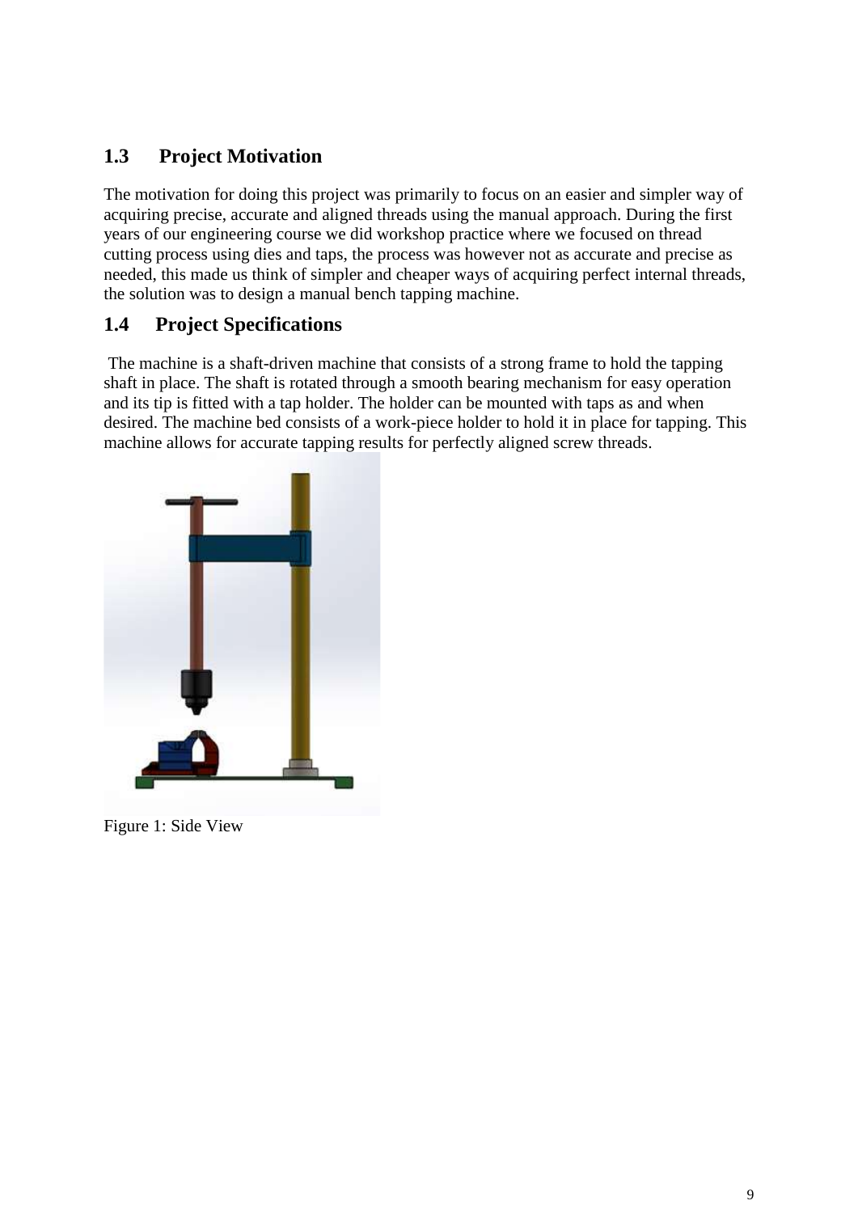## 1.3 Project Motivation

The motivation for doing this project was primarily to focus on an easier and simpler way of acquiring precise, accurate and aligned threads using the manual approach. During the first years of our engineering course we did workshop practice where we focused on thread cutting process using dies and taps, the process was however not as accurate and precise as needed, this made us think of simpler and cheaper ways of acquiring perfect internal threads, the solution was to design a manual bench tapping machine.

## 1.4 Project Specifications

The machine is a shaft-driven machine that consists of a strong frame to hold the tapping shaft in place. The shaft is rotated through a smooth bearing mechanism for easy operation and its tip is fitted with a tap holder. The holder can be mounted with taps as and when desired. The machine bed consists of a work-piece holder to hold it in place for tapping. This machine allows for accurate tapping results for perfectly aligned screw threads.

Figure 1: Side View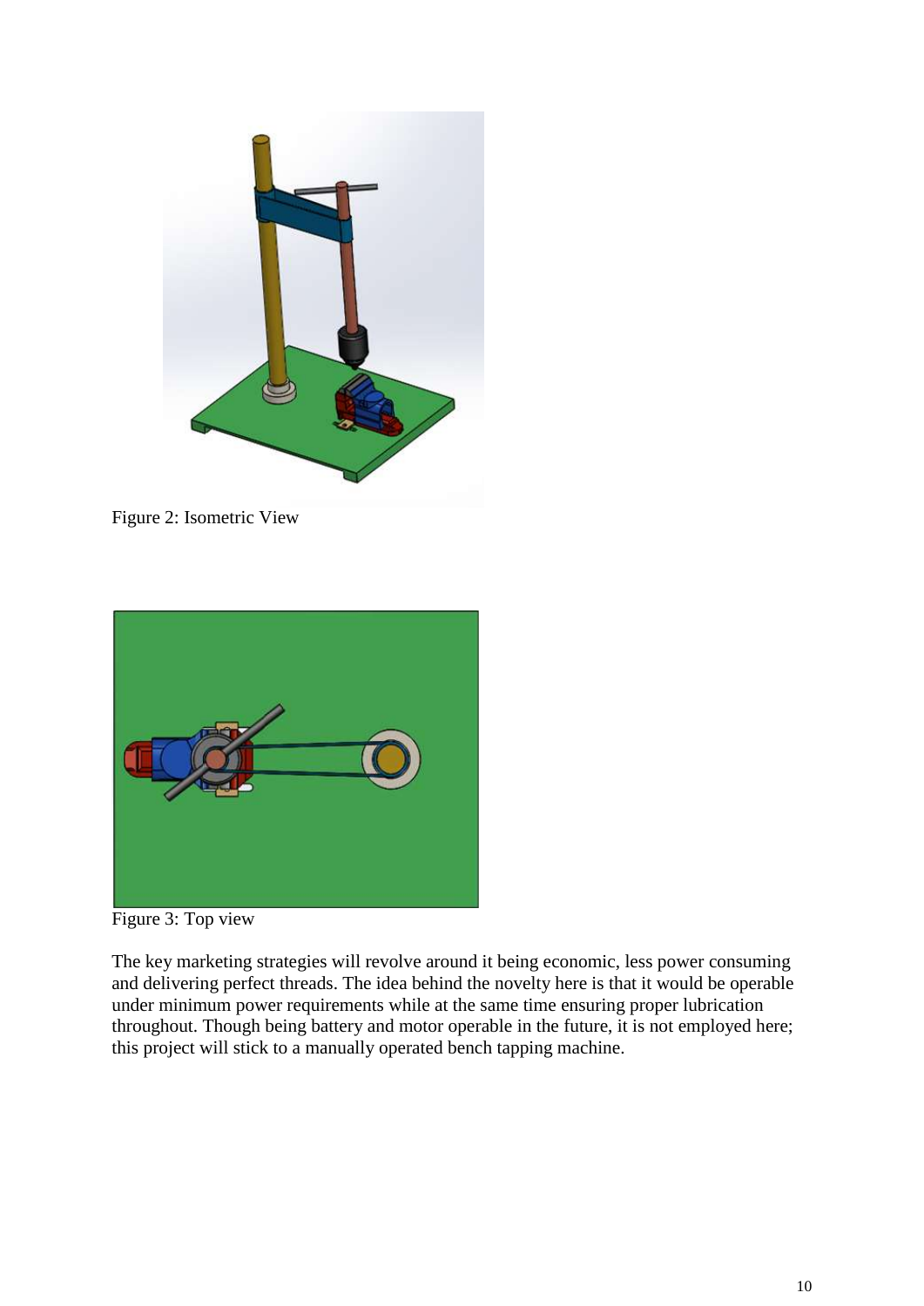Figure 2: Isometric View

Figure 3: Top view

The key marketing strategies will revolve around it being economic, less power consuming and delivering perfect threads. The idea behind the novelty here is that it would be operable under minimum power requirements while at the same time ensuring proper lubrication throughout. Though being battery and motor operable in the future, it is not employed here; this project will stick to a manually operated bench tapping machine.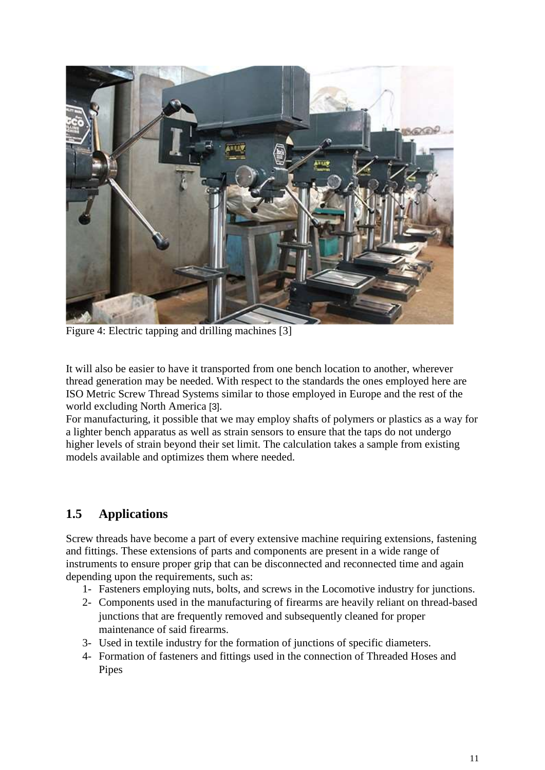Figure 4: Electric tapping and drilling machines [3]

It will also be easier to have it transported from one bench location to another, wherever thread generation may be needed. With respect to the standards the ones employed here are ISO Metric Screw Thread Systems similar to those employed in Europe and the rest of the world excluding North America [3].

For manufacturing, it possible that we may employ shafts of polymers or plastics as a way for a lighter bench apparatus as well as strain sensors to ensure that the taps do not undergo higher levels of strain beyond their set limit. The calculation takes a sample from existing models available and optimizes them where needed.

## 1.5 Applications

Screw threads have become a part of every extensive machine requiring extensions, fastening and fittings. These extensions of parts and components are present in a wide range of instruments to ensure proper grip that can be disconnected and reconnected time and again depending upon the requirements, such as:

1- Fasteners employing nuts, bolts, and screws in the Locomotive industry for junctions.
2- Components used in the manufacturing of firearms are heavily reliant on thread-based junctions that are frequently removed and subsequently cleaned for proper maintenance of said firearms.
3- Used in textile industry for the formation of junctions of specific diameters.
4- Formation of fasteners and fittings used in the connection of Threaded Hoses and Pipes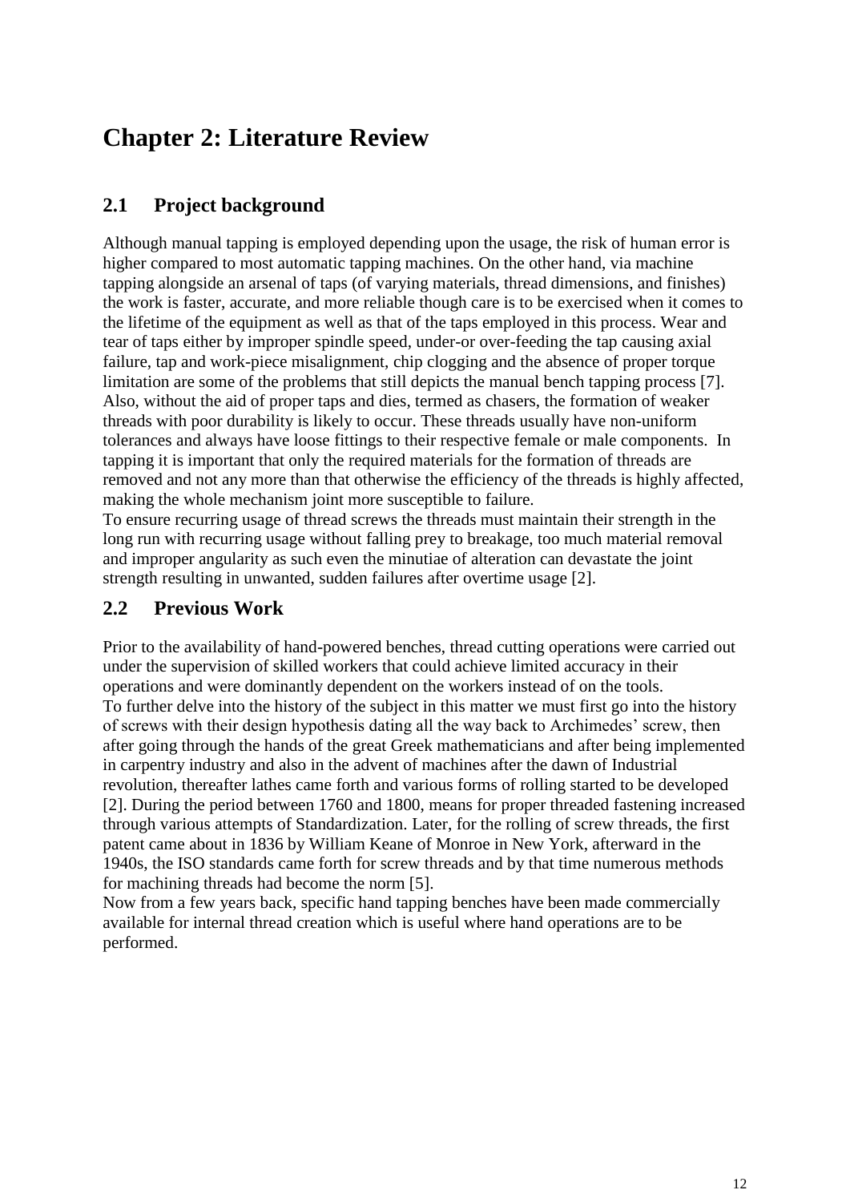# Chapter 2: Literature Review

## 2.1 Project background

Although manual tapping is employed depending upon the usage, the risk of human error is higher compared to most automatic tapping machines. On the other hand, via machine tapping alongside an arsenal of taps (of varying materials, thread dimensions, and finishes) the work is faster, accurate, and more reliable though care is to be exercised when it comes to the lifetime of the equipment as well as that of the taps employed in this process. Wear and tear of taps either by improper spindle speed, under-or over-feeding the tap causing axial failure, tap and work-piece misalignment, chip clogging and the absence of proper torque limitation are some of the problems that still depicts the manual bench tapping process [7]. Also, without the aid of proper taps and dies, termed as chasers, the formation of weaker threads with poor durability is likely to occur. These threads usually have non-uniform tolerances and always have loose fittings to their respective female or male components. In tapping it is important that only the required materials for the formation of threads are removed and not any more than that otherwise the efficiency of the threads is highly affected, making the whole mechanism joint more susceptible to failure.

To ensure recurring usage of thread screws the threads must maintain their strength in the long run with recurring usage without falling prey to breakage, too much material removal and improper angularity as such even the minutiae of alteration can devastate the joint strength resulting in unwanted, sudden failures after overtime usage [2].

## 2.2 Previous Work

Prior to the availability of hand-powered benches, thread cutting operations were carried out under the supervision of skilled workers that could achieve limited accuracy in their operations and were dominantly dependent on the workers instead of on the tools.

To further delve into the history of the subject in this matter we must first go into the history of screws with their design hypothesis dating all the way back to Archimedes' screw, then after going through the hands of the great Greek mathematicians and after being implemented in carpentry industry and also in the advent of machines after the dawn of Industrial revolution, thereafter lathes came forth and various forms of rolling started to be developed [2]. During the period between 1760 and 1800, means for proper threaded fastening increased through various attempts of Standardization. Later, for the rolling of screw threads, the first patent came about in 1836 by William Keane of Monroe in New York, afterward in the 1940s, the ISO standards came forth for screw threads and by that time numerous methods for machining threads had become the norm [5].

Now from a few years back, specific hand tapping benches have been made commercially available for internal thread creation which is useful where hand operations are to be performed.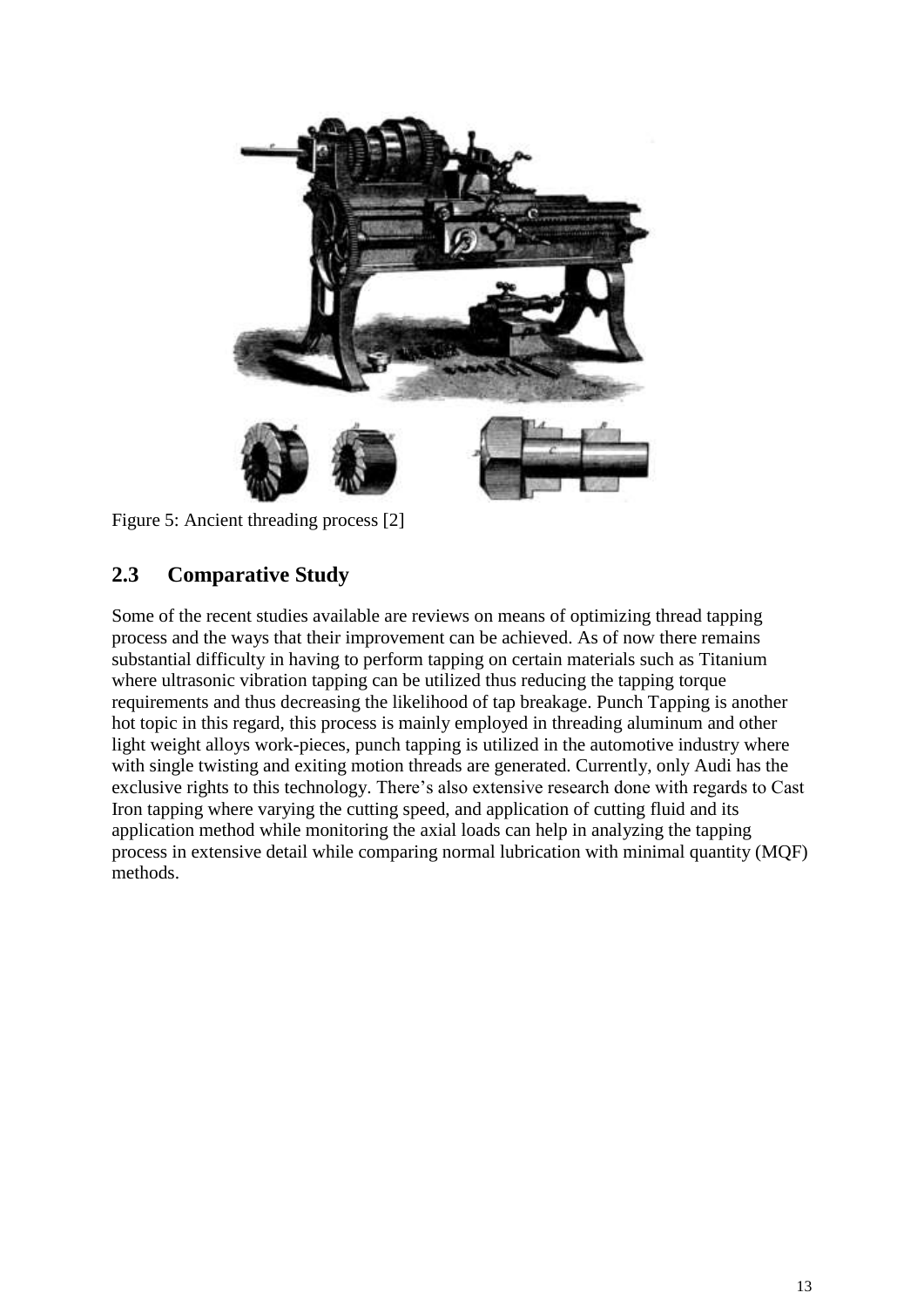Figure 5: Ancient threading process [2]

## 2.3 Comparative Study

Some of the recent studies available are reviews on means of optimizing thread tapping process and the ways that their improvement can be achieved. As of now there remains substantial difficulty in having to perform tapping on certain materials such as Titanium where ultrasonic vibration tapping can be utilized thus reducing the tapping torque requirements and thus decreasing the likelihood of tap breakage. Punch Tapping is another hot topic in this regard, this process is mainly employed in threading aluminum and other light weight alloys work-pieces, punch tapping is utilized in the automotive industry where with single twisting and exiting motion threads are generated. Currently, only Audi has the exclusive rights to this technology. There's also extensive research done with regards to Cast Iron tapping where varying the cutting speed, and application of cutting fluid and its application method while monitoring the axial loads can help in analyzing the tapping process in extensive detail while comparing normal lubrication with minimal quantity (MQF) methods.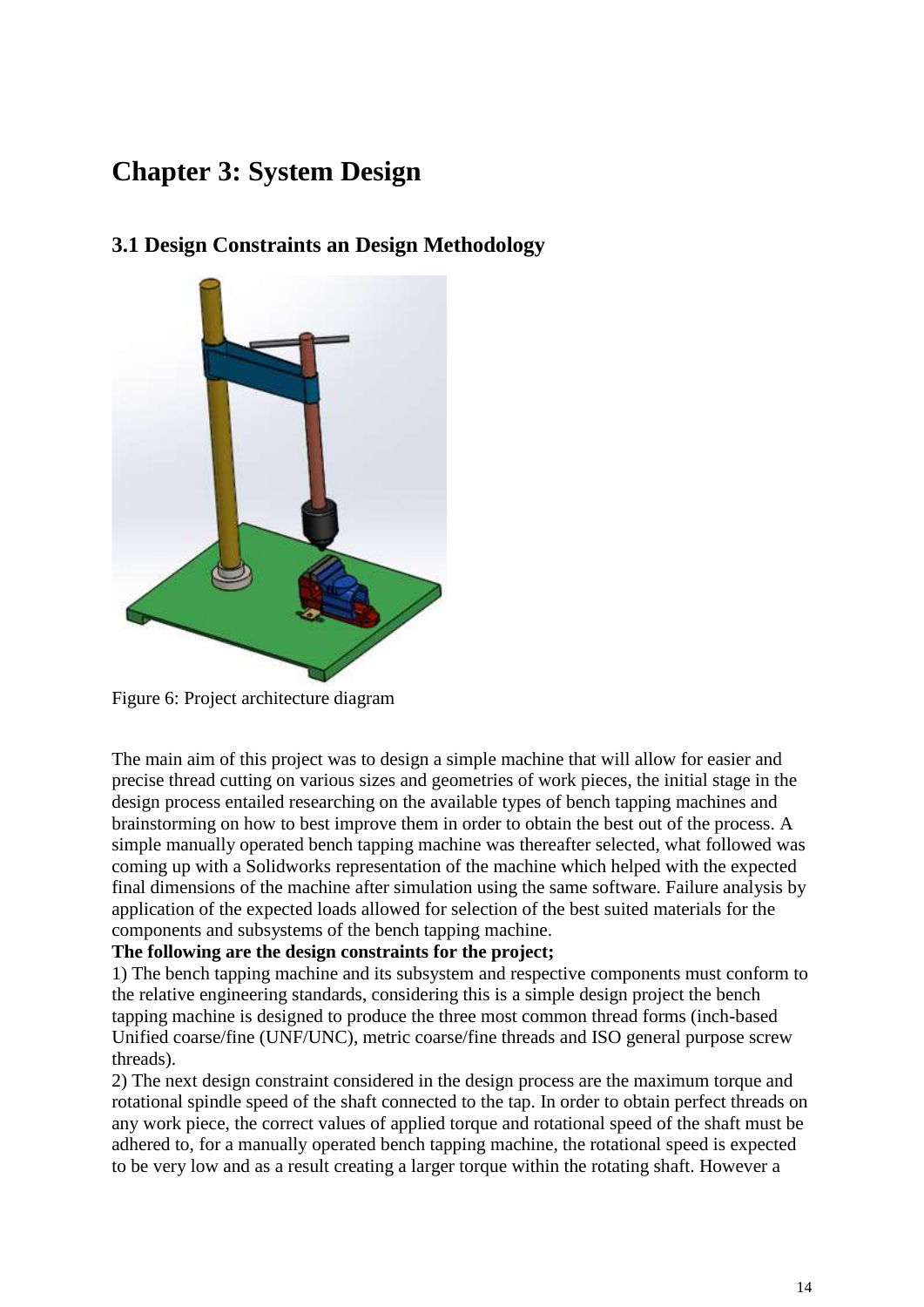# Chapter 3: System Design

## 3.1 Design Constraints an Design Methodology

Figure 6: Project architecture diagram

The main aim of this project was to design a simple machine that will allow for easier and precise thread cutting on various sizes and geometries of work pieces, the initial stage in the design process entailed researching on the available types of bench tapping machines and brainstorming on how to best improve them in order to obtain the best out of the process. A simple manually operated bench tapping machine was thereafter selected, what followed was coming up with a Solidworks representation of the machine which helped with the expected final dimensions of the machine after simulation using the same software. Failure analysis by application of the expected loads allowed for selection of the best suited materials for the components and subsystems of the bench tapping machine.

**The following are the design constraints for the project;**

1) The bench tapping machine and its subsystem and respective components must conform to the relative engineering standards, considering this is a simple design project the bench tapping machine is designed to produce the three most common thread forms (inch-based Unified coarse/fine (UNF/UNC), metric coarse/fine threads and ISO general purpose screw threads).

2) The next design constraint considered in the design process are the maximum torque and rotational spindle speed of the shaft connected to the tap. In order to obtain perfect threads on any work piece, the correct values of applied torque and rotational speed of the shaft must be adhered to, for a manually operated bench tapping machine, the rotational speed is expected to be very low and as a result creating a larger torque within the rotating shaft. However a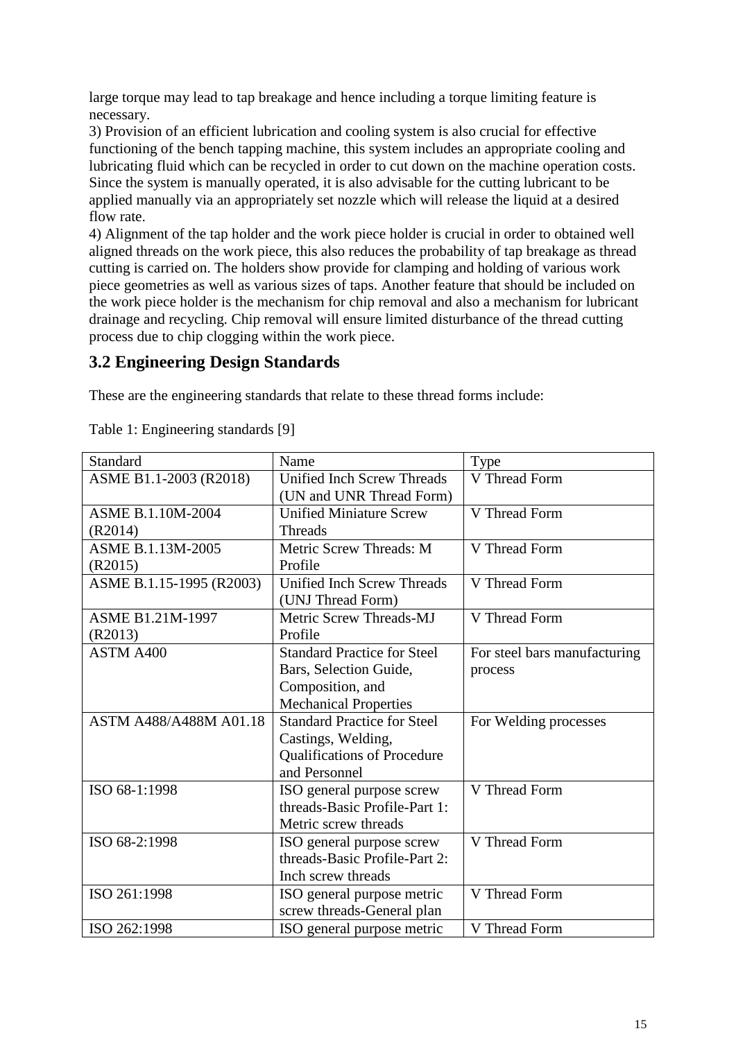large torque may lead to tap breakage and hence including a torque limiting feature is necessary.

3) Provision of an efficient lubrication and cooling system is also crucial for effective functioning of the bench tapping machine, this system includes an appropriate cooling and lubricating fluid which can be recycled in order to cut down on the machine operation costs. Since the system is manually operated, it is also advisable for the cutting lubricant to be applied manually via an appropriately set nozzle which will release the liquid at a desired flow rate.

4) Alignment of the tap holder and the work piece holder is crucial in order to obtained well aligned threads on the work piece, this also reduces the probability of tap breakage as thread cutting is carried on. The holders show provide for clamping and holding of various work piece geometries as well as various sizes of taps. Another feature that should be included on the work piece holder is the mechanism for chip removal and also a mechanism for lubricant drainage and recycling. Chip removal will ensure limited disturbance of the thread cutting process due to chip clogging within the work piece.

## 3.2 Engineering Design Standards

These are the engineering standards that relate to these thread forms include:

Table 1: Engineering standards [9]

| Standard | Name | Type |
|---|---|---|
| ASME B1.1-2003 (R2018) | Unified Inch Screw Threads (UN and UNR Thread Form) | V Thread Form |
| ASME B.1.10M-2004 (R2014) | Unified Miniature Screw Threads | V Thread Form |
| ASME B.1.13M-2005 (R2015) | Metric Screw Threads: M Profile | V Thread Form |
| ASME B.1.15-1995 (R2003) | Unified Inch Screw Threads (UNJ Thread Form) | V Thread Form |
| ASME B1.21M-1997 (R2013) | Metric Screw Threads-MJ Profile | V Thread Form |
| ASTM A400 | Standard Practice for Steel Bars, Selection Guide, Composition, and Mechanical Properties | For steel bars manufacturing process |
| ASTM A488/A488M A01.18 | Standard Practice for Steel Castings, Welding, Qualifications of Procedure and Personnel | For Welding processes |
| ISO 68-1:1998 | ISO general purpose screw threads-Basic Profile-Part 1: Metric screw threads | V Thread Form |
| ISO 68-2:1998 | ISO general purpose screw threads-Basic Profile-Part 2: Inch screw threads | V Thread Form |
| ISO 261:1998 | ISO general purpose metric screw threads-General plan | V Thread Form |
| ISO 262:1998 | ISO general purpose metric | V Thread Form |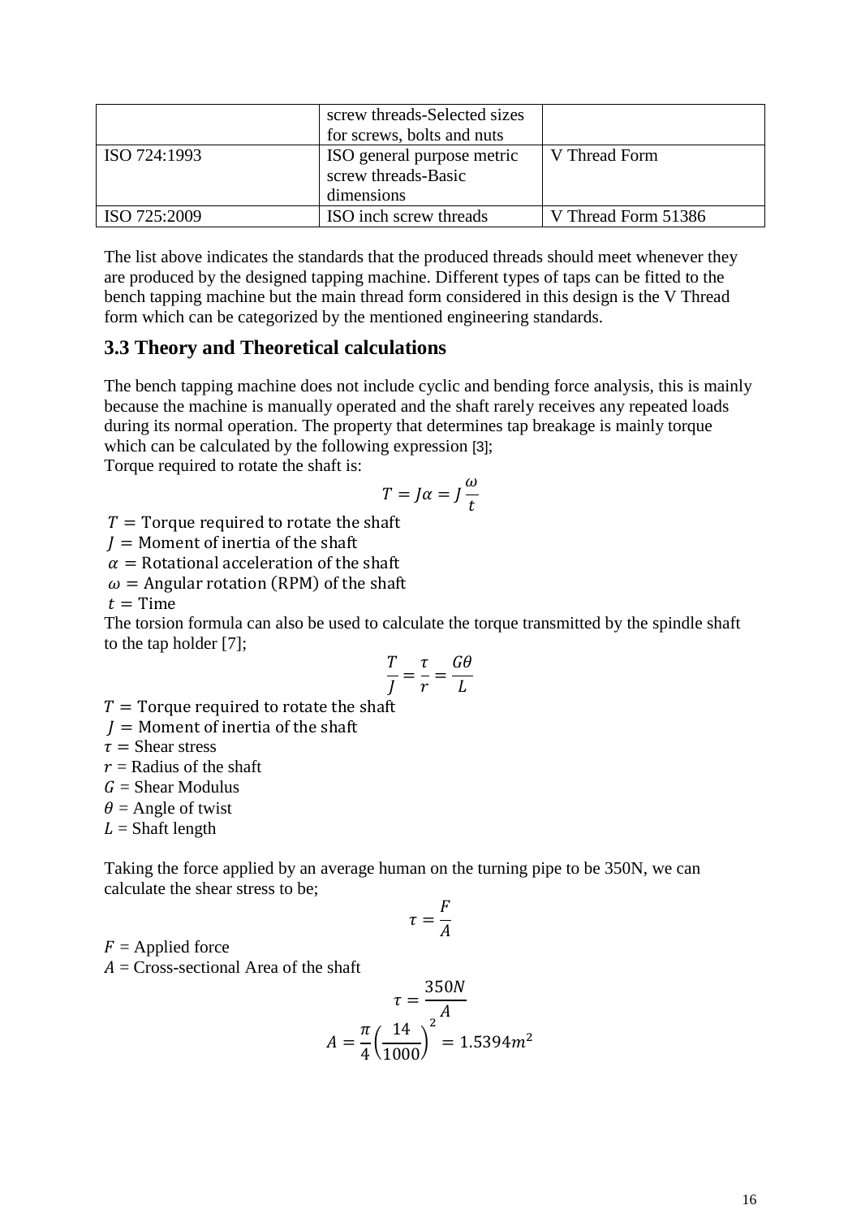|  | screw threads-Selected sizes for screws, bolts and nuts |  |
|---|---|---|
| ISO 724:1993 | ISO general purpose metric screw threads-Basic dimensions | V Thread Form |
| ISO 725:2009 | ISO inch screw threads | V Thread Form 51386 |

The list above indicates the standards that the produced threads should meet whenever they are produced by the designed tapping machine. Different types of taps can be fitted to the bench tapping machine but the main thread form considered in this design is the V Thread form which can be categorized by the mentioned engineering standards.

### 3.3 Theory and Theoretical calculations

The bench tapping machine does not include cyclic and bending force analysis, this is mainly because the machine is manually operated and the shaft rarely receives any repeated loads during its normal operation. The property that determines tap breakage is mainly torque which can be calculated by the following expression [3];

Torque required to rotate the shaft is:

$$T = J\alpha = J\frac{\omega}{t}$$

$T =$ Torque required to rotate the shaft
$J =$ Moment of inertia of the shaft
$\alpha =$ Rotational acceleration of the shaft
$\omega =$ Angular rotation (RPM) of the shaft
$t =$ Time

The torsion formula can also be used to calculate the torque transmitted by the spindle shaft to the tap holder [7];

$$\frac{T}{J} = \frac{\tau}{r} = \frac{G\theta}{L}$$

$T =$ Torque required to rotate the shaft
$J =$ Moment of inertia of the shaft
$\tau =$ Shear stress
$r =$ Radius of the shaft
$G =$ Shear Modulus
$\theta =$ Angle of twist
$L =$ Shaft length

Taking the force applied by an average human on the turning pipe to be 350N, we can calculate the shear stress to be;

$$\tau = \frac{F}{A}$$

$F =$ Applied force
$A =$ Cross-sectional Area of the shaft

$$\tau = \frac{350N}{A}$$

$$A = \frac{\pi}{4}\left(\frac{14}{1000}\right)^2 = 1.5394m^2$$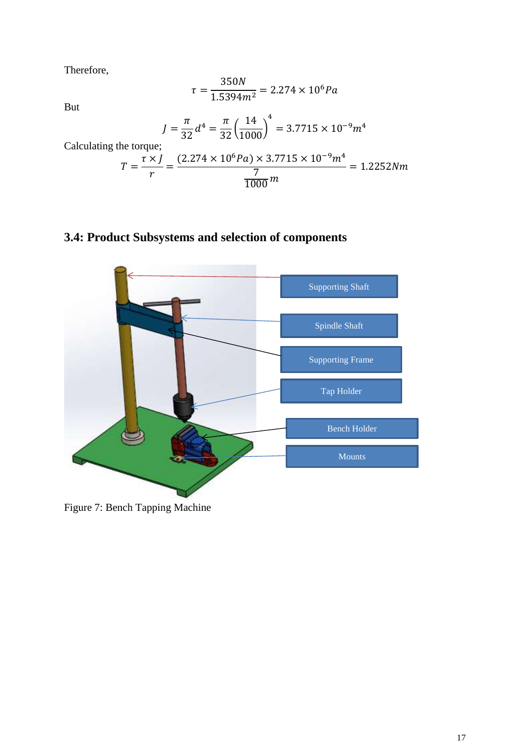Therefore,

$$\tau = \frac{350N}{1.5394m^2} = 2.274 \times 10^6 Pa$$

But

$$J = \frac{\pi}{32}d^4 = \frac{\pi}{32}\left(\frac{14}{1000}\right)^4 = 3.7715 \times 10^{-9}m^4$$

Calculating the torque;

$$T = \frac{\tau \times J}{r} = \frac{(2.274 \times 10^6 Pa) \times 3.7715 \times 10^{-9}m^4}{\frac{7}{1000}m} = 1.2252Nm$$

## 3.4: Product Subsystems and selection of components

Supporting Shaft

Spindle Shaft

Supporting Frame

Tap Holder

Bench Holder

Mounts

Figure 7: Bench Tapping Machine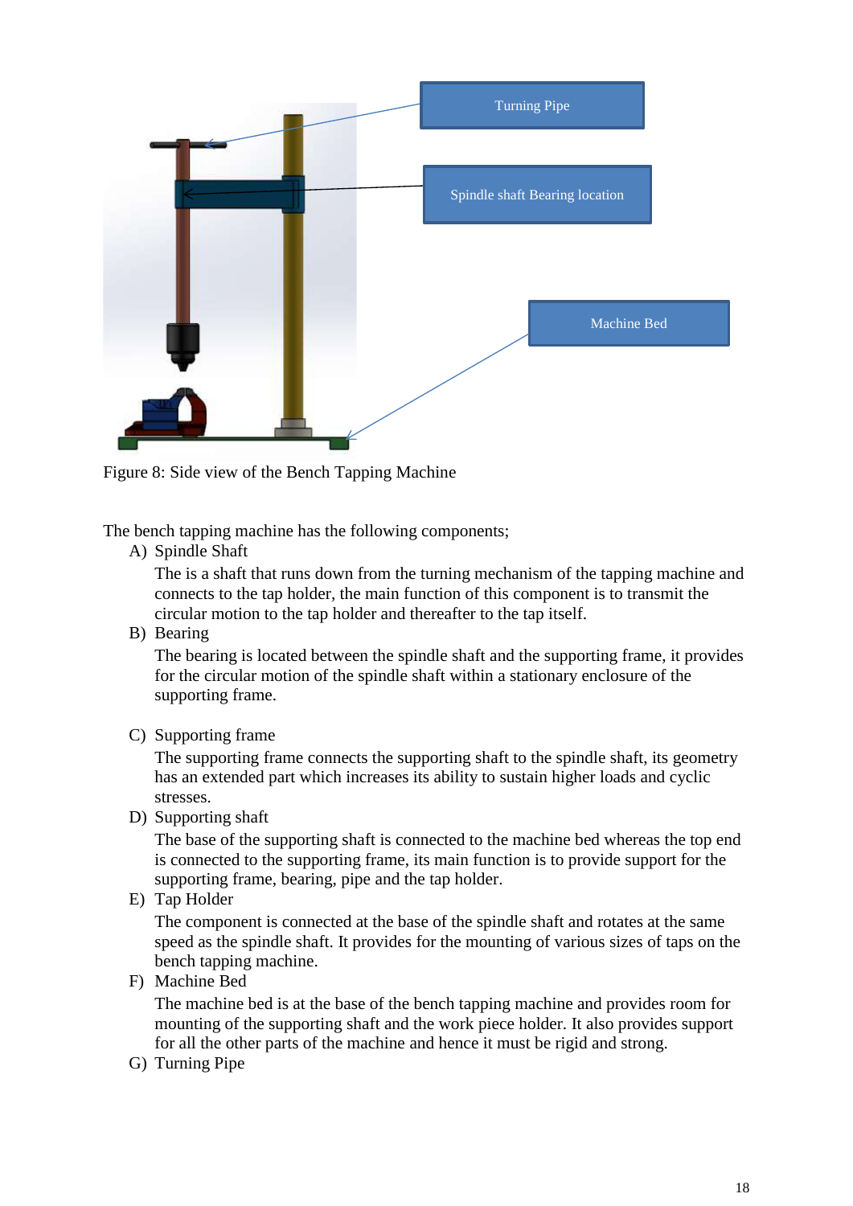Figure 8: Side view of the Bench Tapping Machine

The bench tapping machine has the following components;

A) Spindle Shaft

   The is a shaft that runs down from the turning mechanism of the tapping machine and connects to the tap holder, the main function of this component is to transmit the circular motion to the tap holder and thereafter to the tap itself.

B) Bearing

   The bearing is located between the spindle shaft and the supporting frame, it provides for the circular motion of the spindle shaft within a stationary enclosure of the supporting frame.

C) Supporting frame

   The supporting frame connects the supporting shaft to the spindle shaft, its geometry has an extended part which increases its ability to sustain higher loads and cyclic stresses.

D) Supporting shaft

   The base of the supporting shaft is connected to the machine bed whereas the top end is connected to the supporting frame, its main function is to provide support for the supporting frame, bearing, pipe and the tap holder.

E) Tap Holder

   The component is connected at the base of the spindle shaft and rotates at the same speed as the spindle shaft. It provides for the mounting of various sizes of taps on the bench tapping machine.

F) Machine Bed

   The machine bed is at the base of the bench tapping machine and provides room for mounting of the supporting shaft and the work piece holder. It also provides support for all the other parts of the machine and hence it must be rigid and strong.

G) Turning Pipe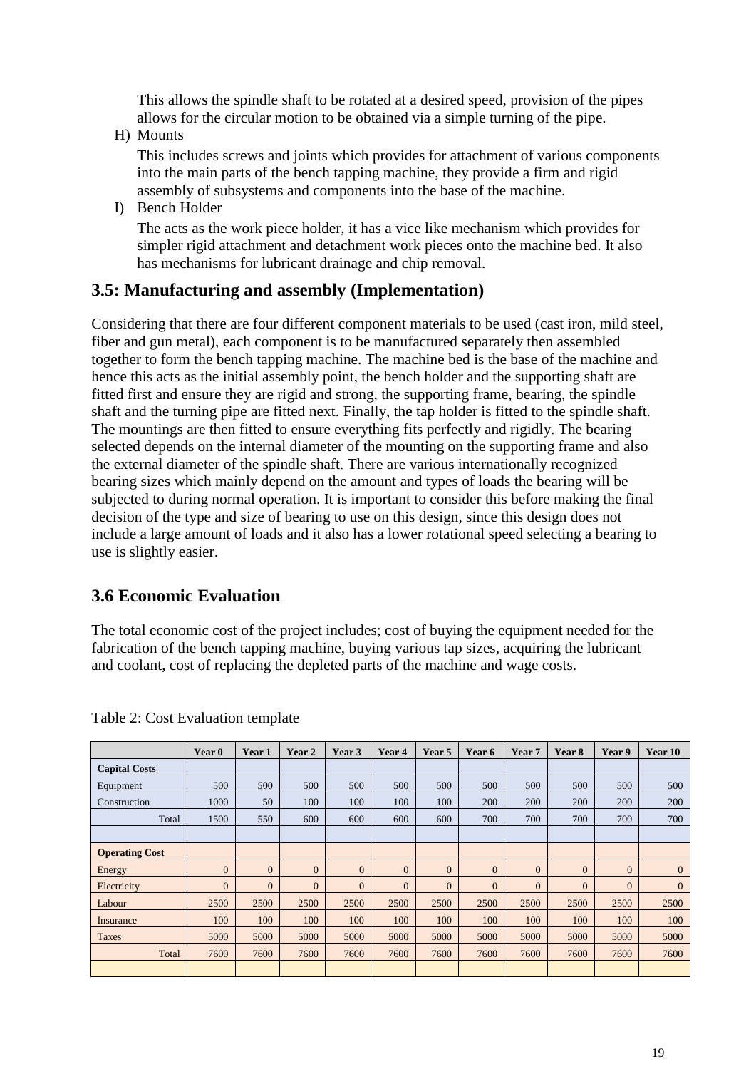This allows the spindle shaft to be rotated at a desired speed, provision of the pipes allows for the circular motion to be obtained via a simple turning of the pipe.

H) Mounts

This includes screws and joints which provides for attachment of various components into the main parts of the bench tapping machine, they provide a firm and rigid assembly of subsystems and components into the base of the machine.

I) Bench Holder

The acts as the work piece holder, it has a vice like mechanism which provides for simpler rigid attachment and detachment work pieces onto the machine bed. It also has mechanisms for lubricant drainage and chip removal.

## 3.5: Manufacturing and assembly (Implementation)

Considering that there are four different component materials to be used (cast iron, mild steel, fiber and gun metal), each component is to be manufactured separately then assembled together to form the bench tapping machine. The machine bed is the base of the machine and hence this acts as the initial assembly point, the bench holder and the supporting shaft are fitted first and ensure they are rigid and strong, the supporting frame, bearing, the spindle shaft and the turning pipe are fitted next. Finally, the tap holder is fitted to the spindle shaft. The mountings are then fitted to ensure everything fits perfectly and rigidly. The bearing selected depends on the internal diameter of the mounting on the supporting frame and also the external diameter of the spindle shaft. There are various internationally recognized bearing sizes which mainly depend on the amount and types of loads the bearing will be subjected to during normal operation. It is important to consider this before making the final decision of the type and size of bearing to use on this design, since this design does not include a large amount of loads and it also has a lower rotational speed selecting a bearing to use is slightly easier.

## 3.6 Economic Evaluation

The total economic cost of the project includes; cost of buying the equipment needed for the fabrication of the bench tapping machine, buying various tap sizes, acquiring the lubricant and coolant, cost of replacing the depleted parts of the machine and wage costs.

Table 2: Cost Evaluation template

| | Year 0 | Year 1 | Year 2 | Year 3 | Year 4 | Year 5 | Year 6 | Year 7 | Year 8 | Year 9 | Year 10 |
|---|---|---|---|---|---|---|---|---|---|---|---|
| **Capital Costs** | | | | | | | | | | | |
| Equipment | 500 | 500 | 500 | 500 | 500 | 500 | 500 | 500 | 500 | 500 | 500 |
| Construction | 1000 | 50 | 100 | 100 | 100 | 100 | 200 | 200 | 200 | 200 | 200 |
| Total | 1500 | 550 | 600 | 600 | 600 | 600 | 700 | 700 | 700 | 700 | 700 |
| | | | | | | | | | | | |
| **Operating Cost** | | | | | | | | | | | |
| Energy | 0 | 0 | 0 | 0 | 0 | 0 | 0 | 0 | 0 | 0 | 0 |
| Electricity | 0 | 0 | 0 | 0 | 0 | 0 | 0 | 0 | 0 | 0 | 0 |
| Labour | 2500 | 2500 | 2500 | 2500 | 2500 | 2500 | 2500 | 2500 | 2500 | 2500 | 2500 |
| Insurance | 100 | 100 | 100 | 100 | 100 | 100 | 100 | 100 | 100 | 100 | 100 |
| Taxes | 5000 | 5000 | 5000 | 5000 | 5000 | 5000 | 5000 | 5000 | 5000 | 5000 | 5000 |
| Total | 7600 | 7600 | 7600 | 7600 | 7600 | 7600 | 7600 | 7600 | 7600 | 7600 | 7600 |
| | | | | | | | | | | | |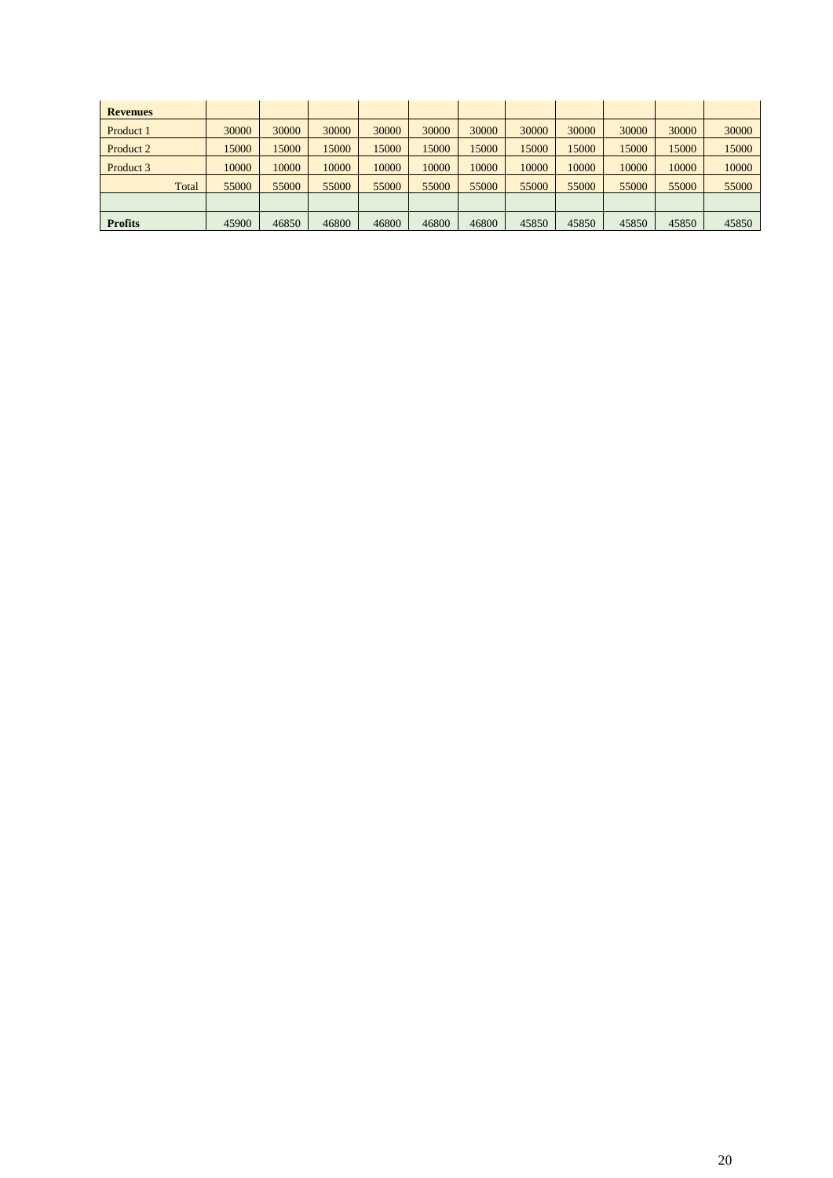| Revenues | | | | | | | | | | | |
|---|---|---|---|---|---|---|---|---|---|---|---|
| Product 1 | 30000 | 30000 | 30000 | 30000 | 30000 | 30000 | 30000 | 30000 | 30000 | 30000 | 30000 |
| Product 2 | 15000 | 15000 | 15000 | 15000 | 15000 | 15000 | 15000 | 15000 | 15000 | 15000 | 15000 |
| Product 3 | 10000 | 10000 | 10000 | 10000 | 10000 | 10000 | 10000 | 10000 | 10000 | 10000 | 10000 |
| Total | 55000 | 55000 | 55000 | 55000 | 55000 | 55000 | 55000 | 55000 | 55000 | 55000 | 55000 |
| | | | | | | | | | | | |
| **Profits** | 45900 | 46850 | 46800 | 46800 | 46800 | 46800 | 45850 | 45850 | 45850 | 45850 | 45850 |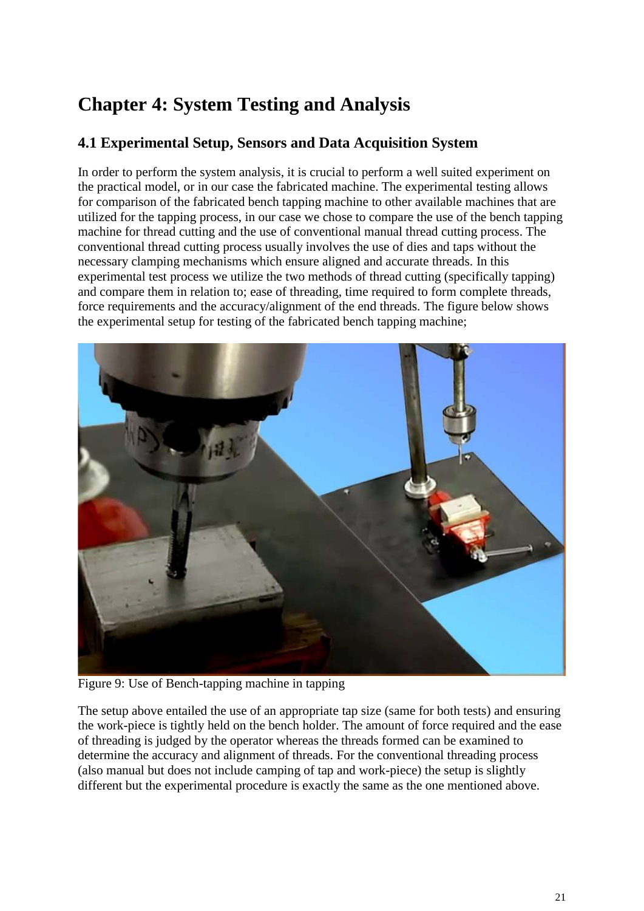# Chapter 4: System Testing and Analysis

## 4.1 Experimental Setup, Sensors and Data Acquisition System

In order to perform the system analysis, it is crucial to perform a well suited experiment on the practical model, or in our case the fabricated machine. The experimental testing allows for comparison of the fabricated bench tapping machine to other available machines that are utilized for the tapping process, in our case we chose to compare the use of the bench tapping machine for thread cutting and the use of conventional manual thread cutting process. The conventional thread cutting process usually involves the use of dies and taps without the necessary clamping mechanisms which ensure aligned and accurate threads. In this experimental test process we utilize the two methods of thread cutting (specifically tapping) and compare them in relation to; ease of threading, time required to form complete threads, force requirements and the accuracy/alignment of the end threads. The figure below shows the experimental setup for testing of the fabricated bench tapping machine;

Figure 9: Use of Bench-tapping machine in tapping

The setup above entailed the use of an appropriate tap size (same for both tests) and ensuring the work-piece is tightly held on the bench holder. The amount of force required and the ease of threading is judged by the operator whereas the threads formed can be examined to determine the accuracy and alignment of threads. For the conventional threading process (also manual but does not include camping of tap and work-piece) the setup is slightly different but the experimental procedure is exactly the same as the one mentioned above.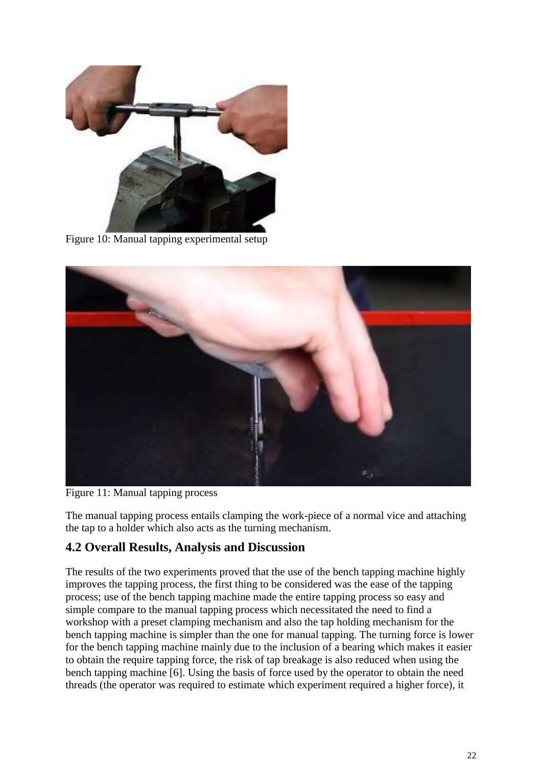Figure 10: Manual tapping experimental setup

Figure 11: Manual tapping process

The manual tapping process entails clamping the work-piece of a normal vice and attaching the tap to a holder which also acts as the turning mechanism.

## 4.2 Overall Results, Analysis and Discussion

The results of the two experiments proved that the use of the bench tapping machine highly improves the tapping process, the first thing to be considered was the ease of the tapping process; use of the bench tapping machine made the entire tapping process so easy and simple compare to the manual tapping process which necessitated the need to find a workshop with a preset clamping mechanism and also the tap holding mechanism for the bench tapping machine is simpler than the one for manual tapping. The turning force is lower for the bench tapping machine mainly due to the inclusion of a bearing which makes it easier to obtain the require tapping force, the risk of tap breakage is also reduced when using the bench tapping machine [6]. Using the basis of force used by the operator to obtain the need threads (the operator was required to estimate which experiment required a higher force), it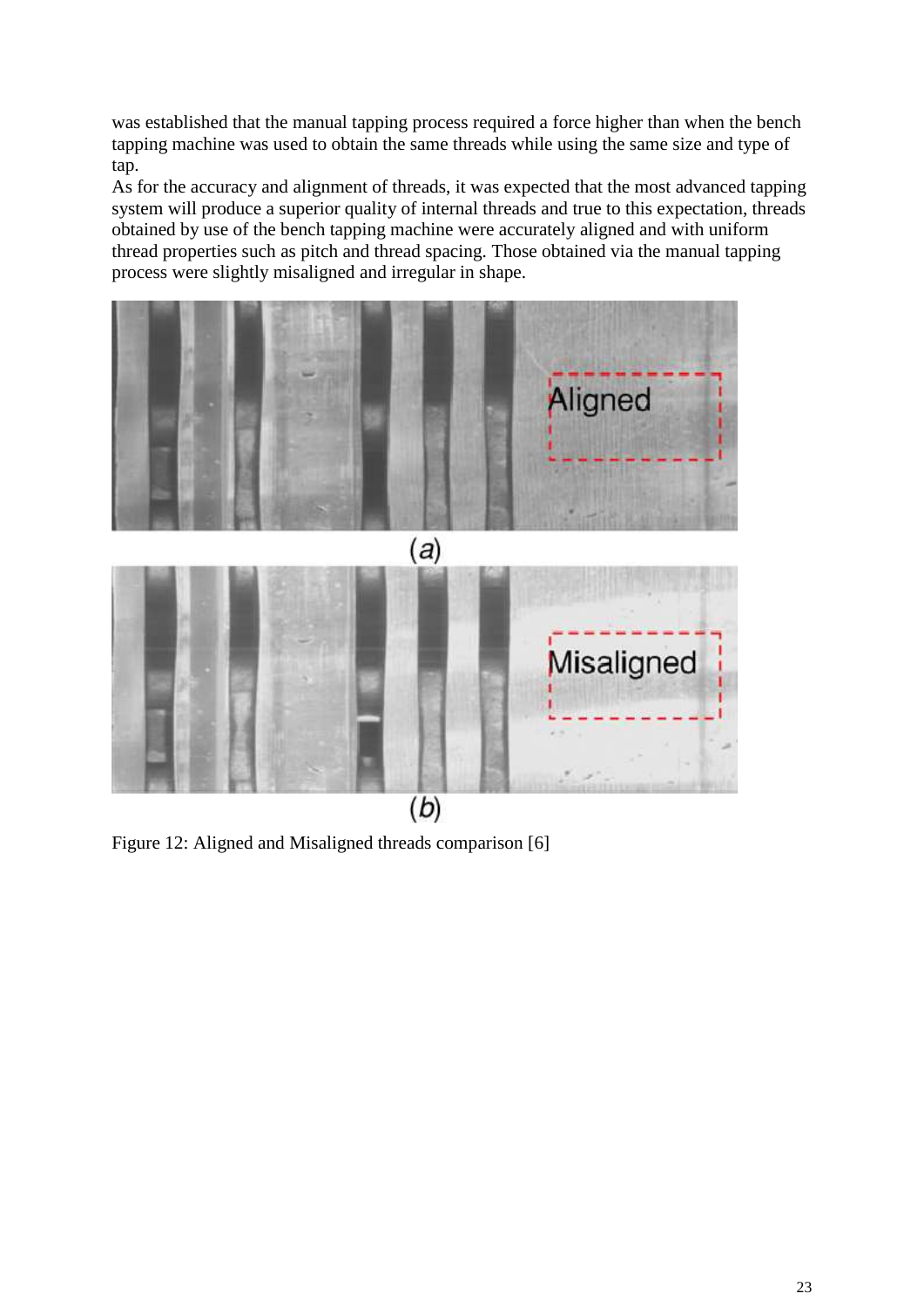was established that the manual tapping process required a force higher than when the bench tapping machine was used to obtain the same threads while using the same size and type of tap.

As for the accuracy and alignment of threads, it was expected that the most advanced tapping system will produce a superior quality of internal threads and true to this expectation, threads obtained by use of the bench tapping machine were accurately aligned and with uniform thread properties such as pitch and thread spacing. Those obtained via the manual tapping process were slightly misaligned and irregular in shape.

Figure 12: Aligned and Misaligned threads comparison [6]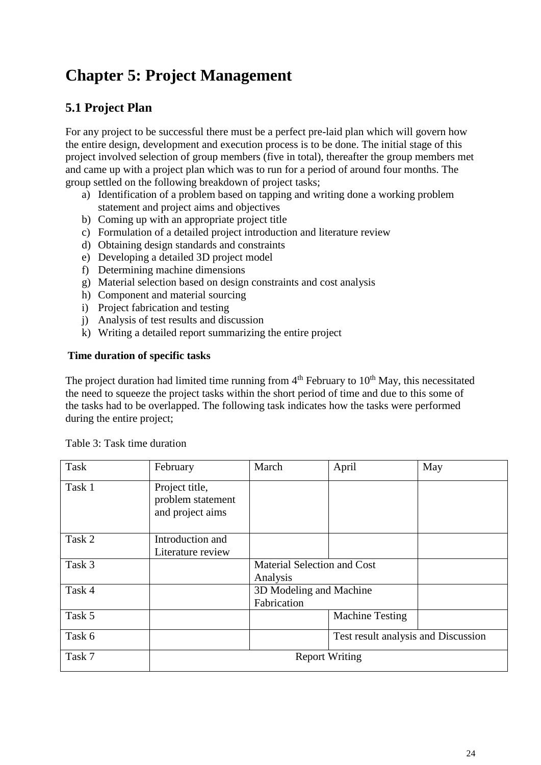# Chapter 5: Project Management

## 5.1 Project Plan

For any project to be successful there must be a perfect pre-laid plan which will govern how the entire design, development and execution process is to be done. The initial stage of this project involved selection of group members (five in total), thereafter the group members met and came up with a project plan which was to run for a period of around four months. The group settled on the following breakdown of project tasks;

a) Identification of a problem based on tapping and writing done a working problem statement and project aims and objectives
b) Coming up with an appropriate project title
c) Formulation of a detailed project introduction and literature review
d) Obtaining design standards and constraints
e) Developing a detailed 3D project model
f) Determining machine dimensions
g) Material selection based on design constraints and cost analysis
h) Component and material sourcing
i) Project fabrication and testing
j) Analysis of test results and discussion
k) Writing a detailed report summarizing the entire project

**Time duration of specific tasks**

The project duration had limited time running from 4th February to 10th May, this necessitated the need to squeeze the project tasks within the short period of time and due to this some of the tasks had to be overlapped. The following task indicates how the tasks were performed during the entire project;

Table 3: Task time duration

| Task | February | March | April | May |
|---|---|---|---|---|
| Task 1 | Project title, problem statement and project aims | | | |
| Task 2 | Introduction and Literature review | | | |
| Task 3 | | Material Selection and Cost Analysis | | |
| Task 4 | | 3D Modeling and Machine Fabrication | | |
| Task 5 | | | Machine Testing | |
| Task 6 | | | Test result analysis and Discussion | |
| Task 7 | Report Writing | | | |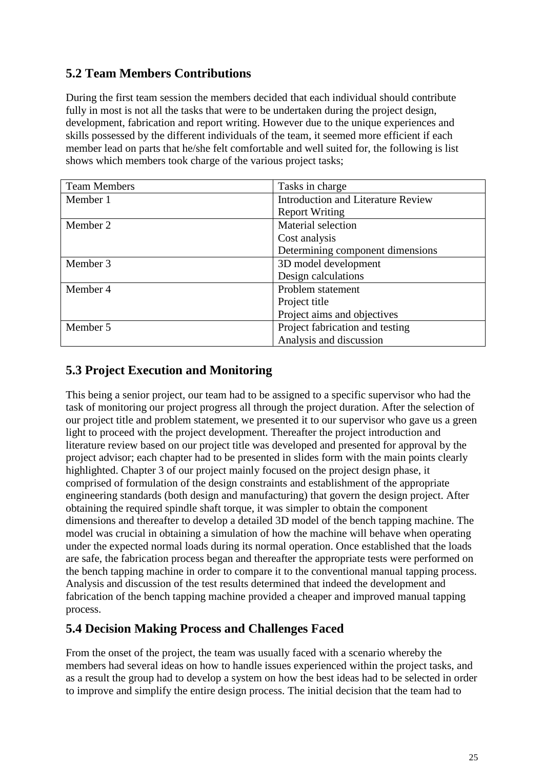## 5.2 Team Members Contributions

During the first team session the members decided that each individual should contribute fully in most is not all the tasks that were to be undertaken during the project design, development, fabrication and report writing. However due to the unique experiences and skills possessed by the different individuals of the team, it seemed more efficient if each member lead on parts that he/she felt comfortable and well suited for, the following is list shows which members took charge of the various project tasks;

| Team Members | Tasks in charge |
|---|---|
| Member 1 | Introduction and Literature Review<br>Report Writing |
| Member 2 | Material selection<br>Cost analysis<br>Determining component dimensions |
| Member 3 | 3D model development<br>Design calculations |
| Member 4 | Problem statement<br>Project title<br>Project aims and objectives |
| Member 5 | Project fabrication and testing<br>Analysis and discussion |

## 5.3 Project Execution and Monitoring

This being a senior project, our team had to be assigned to a specific supervisor who had the task of monitoring our project progress all through the project duration. After the selection of our project title and problem statement, we presented it to our supervisor who gave us a green light to proceed with the project development. Thereafter the project introduction and literature review based on our project title was developed and presented for approval by the project advisor; each chapter had to be presented in slides form with the main points clearly highlighted. Chapter 3 of our project mainly focused on the project design phase, it comprised of formulation of the design constraints and establishment of the appropriate engineering standards (both design and manufacturing) that govern the design project. After obtaining the required spindle shaft torque, it was simpler to obtain the component dimensions and thereafter to develop a detailed 3D model of the bench tapping machine. The model was crucial in obtaining a simulation of how the machine will behave when operating under the expected normal loads during its normal operation. Once established that the loads are safe, the fabrication process began and thereafter the appropriate tests were performed on the bench tapping machine in order to compare it to the conventional manual tapping process. Analysis and discussion of the test results determined that indeed the development and fabrication of the bench tapping machine provided a cheaper and improved manual tapping process.

## 5.4 Decision Making Process and Challenges Faced

From the onset of the project, the team was usually faced with a scenario whereby the members had several ideas on how to handle issues experienced within the project tasks, and as a result the group had to develop a system on how the best ideas had to be selected in order to improve and simplify the entire design process. The initial decision that the team had to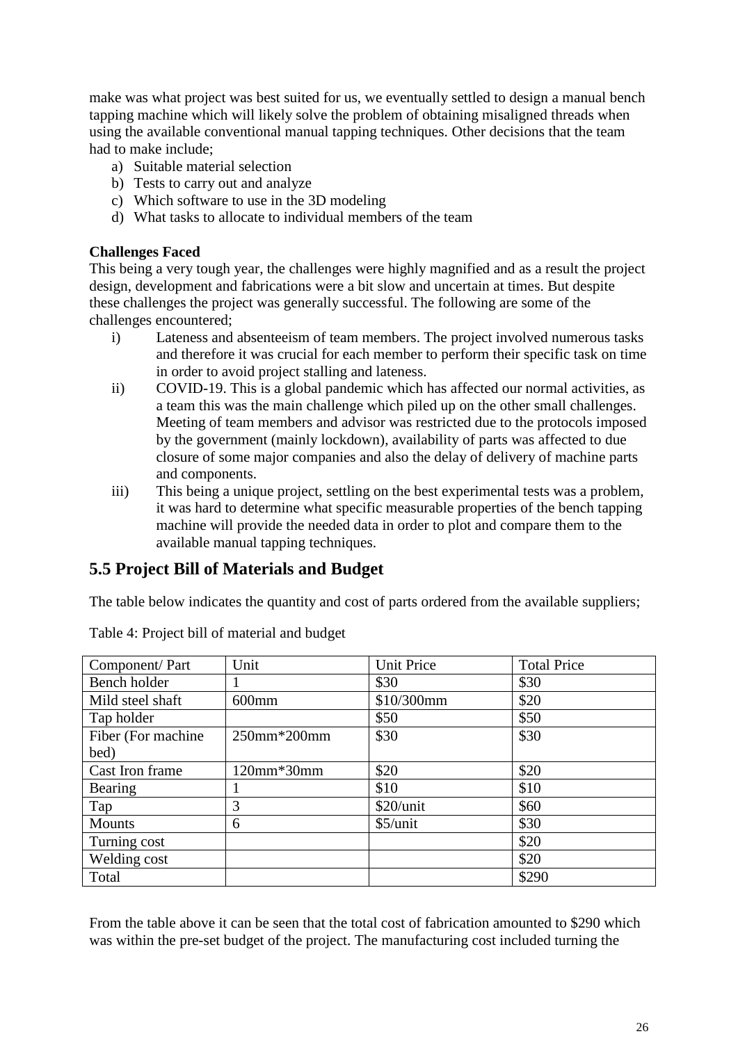make was what project was best suited for us, we eventually settled to design a manual bench tapping machine which will likely solve the problem of obtaining misaligned threads when using the available conventional manual tapping techniques. Other decisions that the team had to make include;

a) Suitable material selection
b) Tests to carry out and analyze
c) Which software to use in the 3D modeling
d) What tasks to allocate to individual members of the team

**Challenges Faced**

This being a very tough year, the challenges were highly magnified and as a result the project design, development and fabrications were a bit slow and uncertain at times. But despite these challenges the project was generally successful. The following are some of the challenges encountered;

i) Lateness and absenteeism of team members. The project involved numerous tasks and therefore it was crucial for each member to perform their specific task on time in order to avoid project stalling and lateness.
ii) COVID-19. This is a global pandemic which has affected our normal activities, as a team this was the main challenge which piled up on the other small challenges. Meeting of team members and advisor was restricted due to the protocols imposed by the government (mainly lockdown), availability of parts was affected to due closure of some major companies and also the delay of delivery of machine parts and components.
iii) This being a unique project, settling on the best experimental tests was a problem, it was hard to determine what specific measurable properties of the bench tapping machine will provide the needed data in order to plot and compare them to the available manual tapping techniques.

## 5.5 Project Bill of Materials and Budget

The table below indicates the quantity and cost of parts ordered from the available suppliers;

Table 4: Project bill of material and budget

| Component/ Part | Unit | Unit Price | Total Price |
|---|---|---|---|
| Bench holder | 1 | $30 | $30 |
| Mild steel shaft | 600mm | $10/300mm | $20 |
| Tap holder | | $50 | $50 |
| Fiber (For machine bed) | 250mm*200mm | $30 | $30 |
| Cast Iron frame | 120mm*30mm | $20 | $20 |
| Bearing | 1 | $10 | $10 |
| Tap | 3 | $20/unit | $60 |
| Mounts | 6 | $5/unit | $30 |
| Turning cost | | | $20 |
| Welding cost | | | $20 |
| Total | | | $290 |

From the table above it can be seen that the total cost of fabrication amounted to $290 which was within the pre-set budget of the project. The manufacturing cost included turning the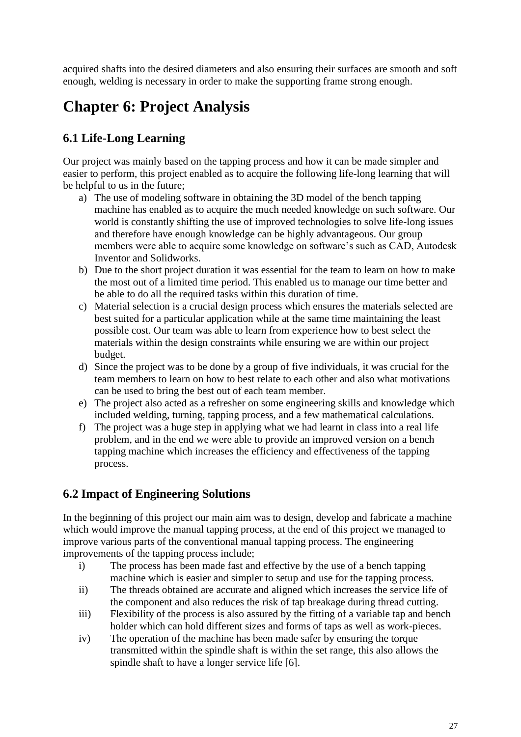acquired shafts into the desired diameters and also ensuring their surfaces are smooth and soft enough, welding is necessary in order to make the supporting frame strong enough.

# Chapter 6: Project Analysis

## 6.1 Life-Long Learning

Our project was mainly based on the tapping process and how it can be made simpler and easier to perform, this project enabled as to acquire the following life-long learning that will be helpful to us in the future;

a) The use of modeling software in obtaining the 3D model of the bench tapping machine has enabled as to acquire the much needed knowledge on such software. Our world is constantly shifting the use of improved technologies to solve life-long issues and therefore have enough knowledge can be highly advantageous. Our group members were able to acquire some knowledge on software's such as CAD, Autodesk Inventor and Solidworks.
b) Due to the short project duration it was essential for the team to learn on how to make the most out of a limited time period. This enabled us to manage our time better and be able to do all the required tasks within this duration of time.
c) Material selection is a crucial design process which ensures the materials selected are best suited for a particular application while at the same time maintaining the least possible cost. Our team was able to learn from experience how to best select the materials within the design constraints while ensuring we are within our project budget.
d) Since the project was to be done by a group of five individuals, it was crucial for the team members to learn on how to best relate to each other and also what motivations can be used to bring the best out of each team member.
e) The project also acted as a refresher on some engineering skills and knowledge which included welding, turning, tapping process, and a few mathematical calculations.
f) The project was a huge step in applying what we had learnt in class into a real life problem, and in the end we were able to provide an improved version on a bench tapping machine which increases the efficiency and effectiveness of the tapping process.

## 6.2 Impact of Engineering Solutions

In the beginning of this project our main aim was to design, develop and fabricate a machine which would improve the manual tapping process, at the end of this project we managed to improve various parts of the conventional manual tapping process. The engineering improvements of the tapping process include;

i) The process has been made fast and effective by the use of a bench tapping machine which is easier and simpler to setup and use for the tapping process.
ii) The threads obtained are accurate and aligned which increases the service life of the component and also reduces the risk of tap breakage during thread cutting.
iii) Flexibility of the process is also assured by the fitting of a variable tap and bench holder which can hold different sizes and forms of taps as well as work-pieces.
iv) The operation of the machine has been made safer by ensuring the torque transmitted within the spindle shaft is within the set range, this also allows the spindle shaft to have a longer service life [6].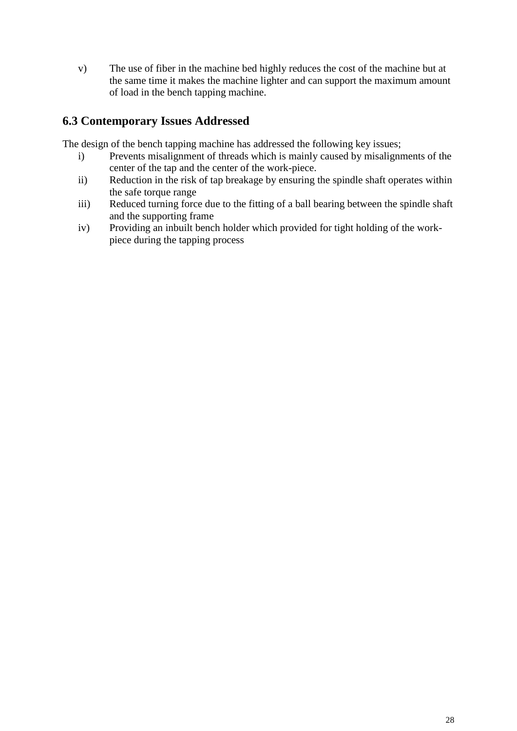v) The use of fiber in the machine bed highly reduces the cost of the machine but at the same time it makes the machine lighter and can support the maximum amount of load in the bench tapping machine.

## 6.3 Contemporary Issues Addressed

The design of the bench tapping machine has addressed the following key issues;

i) Prevents misalignment of threads which is mainly caused by misalignments of the center of the tap and the center of the work-piece.

ii) Reduction in the risk of tap breakage by ensuring the spindle shaft operates within the safe torque range

iii) Reduced turning force due to the fitting of a ball bearing between the spindle shaft and the supporting frame

iv) Providing an inbuilt bench holder which provided for tight holding of the work-piece during the tapping process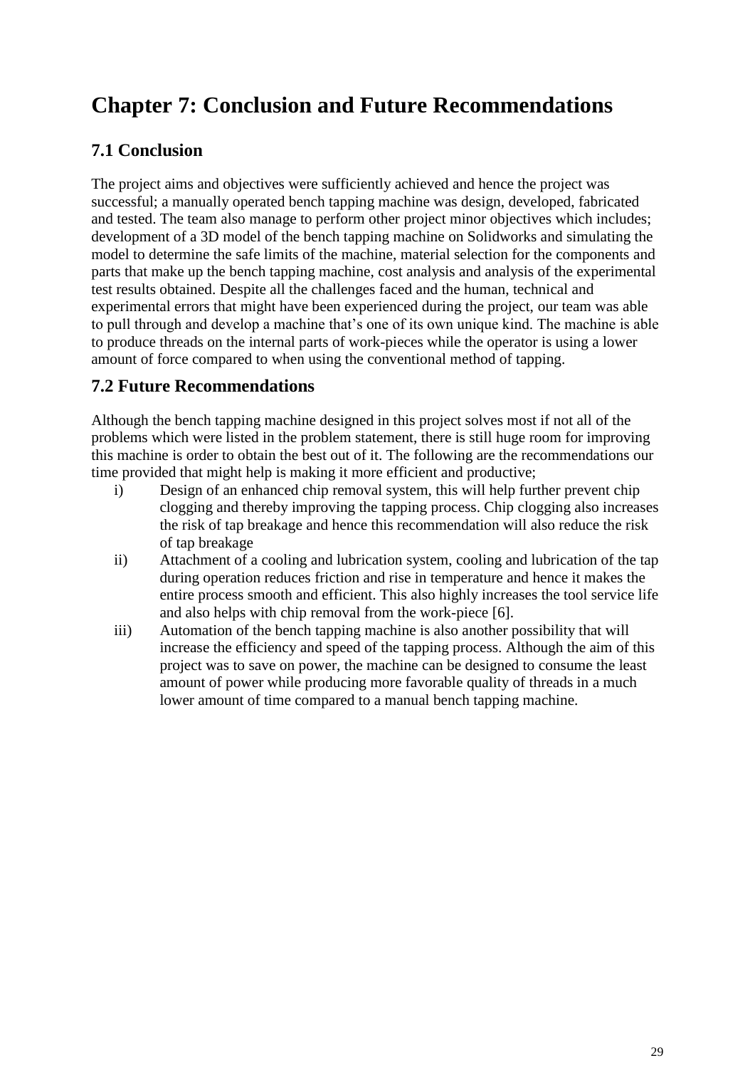# Chapter 7: Conclusion and Future Recommendations

## 7.1 Conclusion

The project aims and objectives were sufficiently achieved and hence the project was successful; a manually operated bench tapping machine was design, developed, fabricated and tested. The team also manage to perform other project minor objectives which includes; development of a 3D model of the bench tapping machine on Solidworks and simulating the model to determine the safe limits of the machine, material selection for the components and parts that make up the bench tapping machine, cost analysis and analysis of the experimental test results obtained. Despite all the challenges faced and the human, technical and experimental errors that might have been experienced during the project, our team was able to pull through and develop a machine that's one of its own unique kind. The machine is able to produce threads on the internal parts of work-pieces while the operator is using a lower amount of force compared to when using the conventional method of tapping.

## 7.2 Future Recommendations

Although the bench tapping machine designed in this project solves most if not all of the problems which were listed in the problem statement, there is still huge room for improving this machine is order to obtain the best out of it. The following are the recommendations our time provided that might help is making it more efficient and productive;

i) Design of an enhanced chip removal system, this will help further prevent chip clogging and thereby improving the tapping process. Chip clogging also increases the risk of tap breakage and hence this recommendation will also reduce the risk of tap breakage

ii) Attachment of a cooling and lubrication system, cooling and lubrication of the tap during operation reduces friction and rise in temperature and hence it makes the entire process smooth and efficient. This also highly increases the tool service life and also helps with chip removal from the work-piece [6].

iii) Automation of the bench tapping machine is also another possibility that will increase the efficiency and speed of the tapping process. Although the aim of this project was to save on power, the machine can be designed to consume the least amount of power while producing more favorable quality of threads in a much lower amount of time compared to a manual bench tapping machine.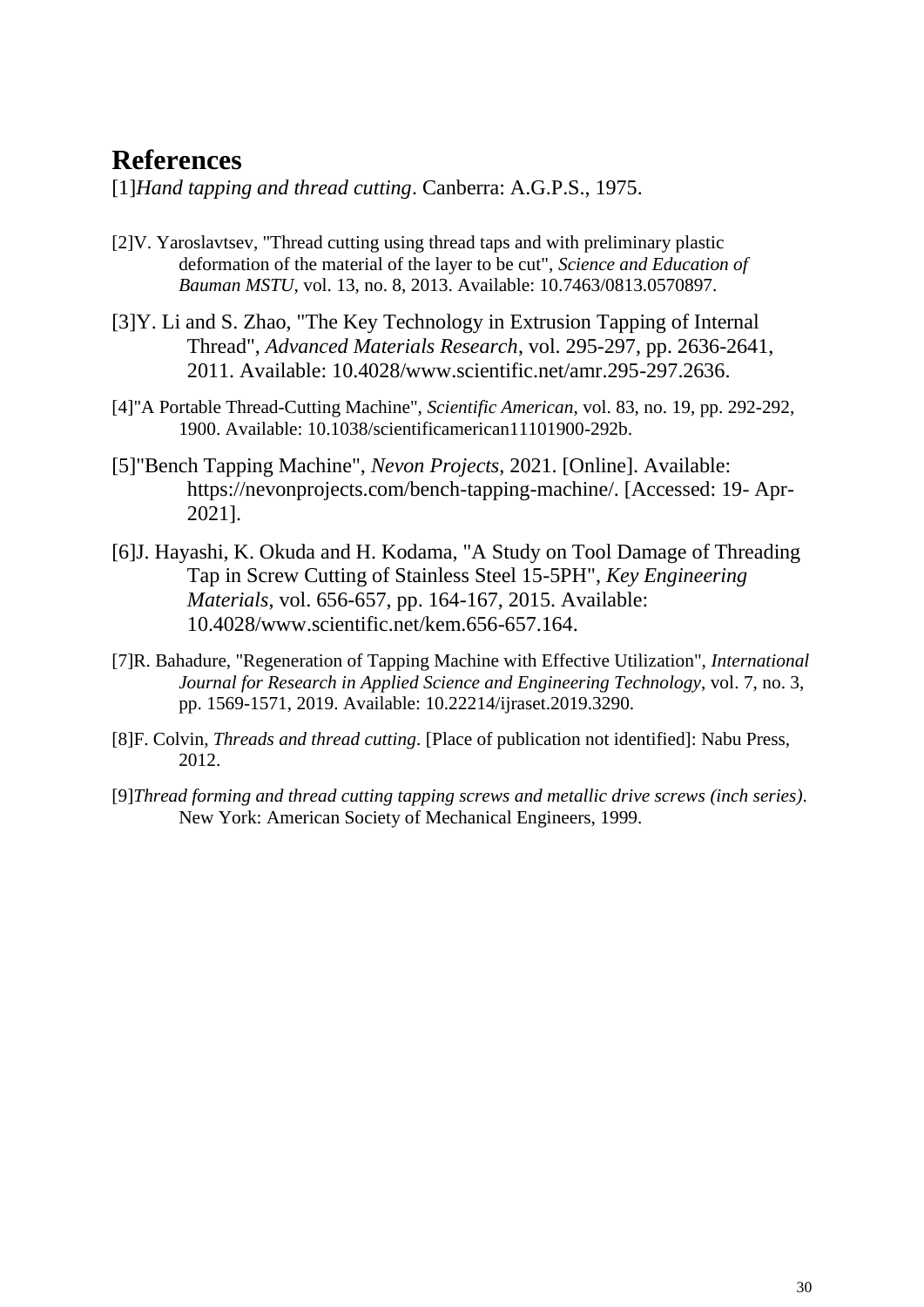# References

[1]*Hand tapping and thread cutting*. Canberra: A.G.P.S., 1975.

[2]V. Yaroslavtsev, "Thread cutting using thread taps and with preliminary plastic deformation of the material of the layer to be cut", *Science and Education of Bauman MSTU*, vol. 13, no. 8, 2013. Available: 10.7463/0813.0570897.

[3]Y. Li and S. Zhao, "The Key Technology in Extrusion Tapping of Internal Thread", *Advanced Materials Research*, vol. 295-297, pp. 2636-2641, 2011. Available: 10.4028/www.scientific.net/amr.295-297.2636.

[4]"A Portable Thread-Cutting Machine", *Scientific American*, vol. 83, no. 19, pp. 292-292, 1900. Available: 10.1038/scientificamerican11101900-292b.

[5]"Bench Tapping Machine", *Nevon Projects*, 2021. [Online]. Available: https://nevonprojects.com/bench-tapping-machine/. [Accessed: 19- Apr-2021].

[6]J. Hayashi, K. Okuda and H. Kodama, "A Study on Tool Damage of Threading Tap in Screw Cutting of Stainless Steel 15-5PH", *Key Engineering Materials*, vol. 656-657, pp. 164-167, 2015. Available: 10.4028/www.scientific.net/kem.656-657.164.

[7]R. Bahadure, "Regeneration of Tapping Machine with Effective Utilization", *International Journal for Research in Applied Science and Engineering Technology*, vol. 7, no. 3, pp. 1569-1571, 2019. Available: 10.22214/ijraset.2019.3290.

[8]F. Colvin, *Threads and thread cutting*. [Place of publication not identified]: Nabu Press, 2012.

[9]*Thread forming and thread cutting tapping screws and metallic drive screws (inch series)*. New York: American Society of Mechanical Engineers, 1999.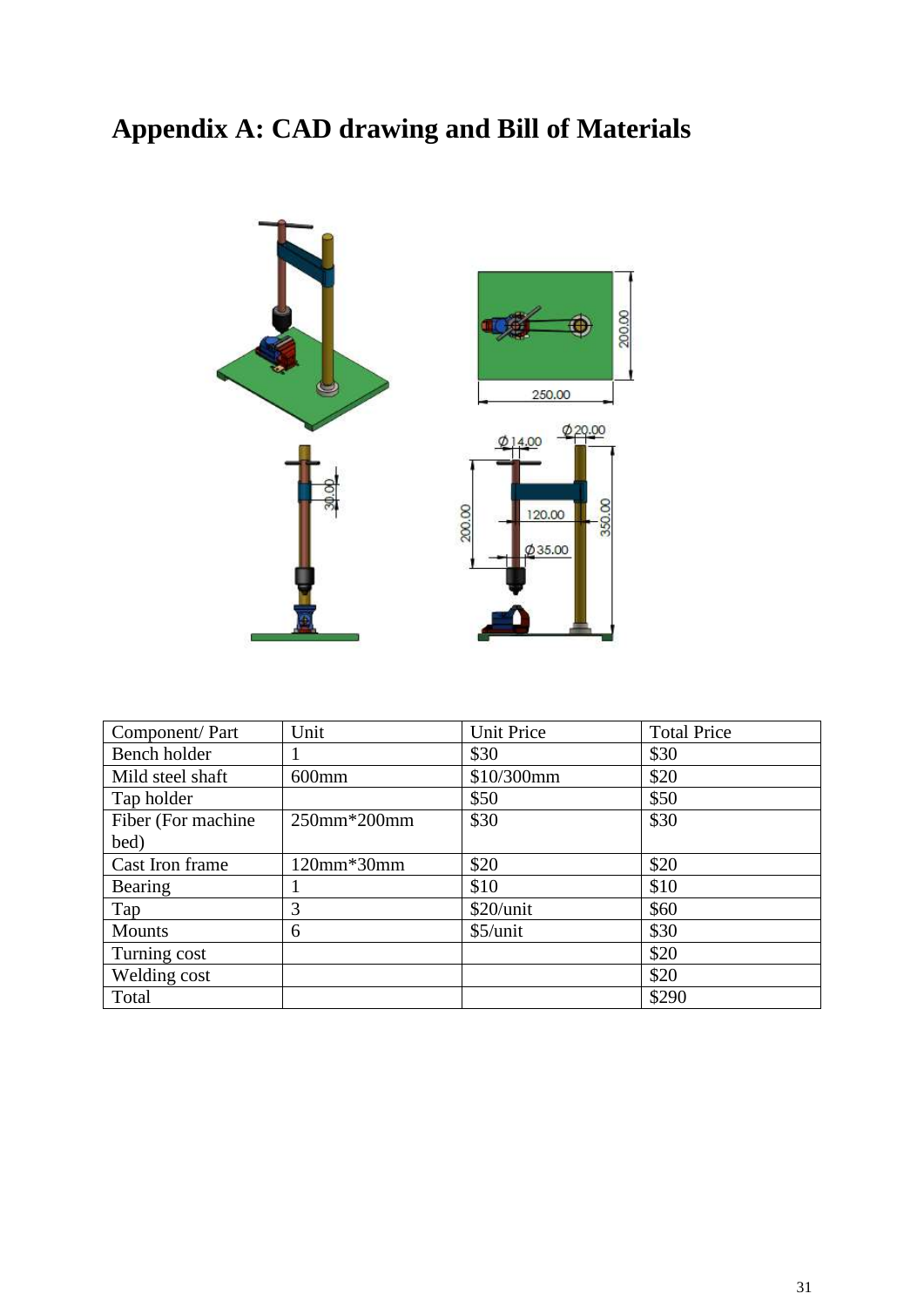# Appendix A: CAD drawing and Bill of Materials

| Component/ Part | Unit | Unit Price | Total Price |
|---|---|---|---|
| Bench holder | 1 | $30 | $30 |
| Mild steel shaft | 600mm | $10/300mm | $20 |
| Tap holder | | $50 | $50 |
| Fiber (For machine bed) | 250mm*200mm | $30 | $30 |
| Cast Iron frame | 120mm*30mm | $20 | $20 |
| Bearing | 1 | $10 | $10 |
| Tap | 3 | $20/unit | $60 |
| Mounts | 6 | $5/unit | $30 |
| Turning cost | | | $20 |
| Welding cost | | | $20 |
| Total | | | $290 |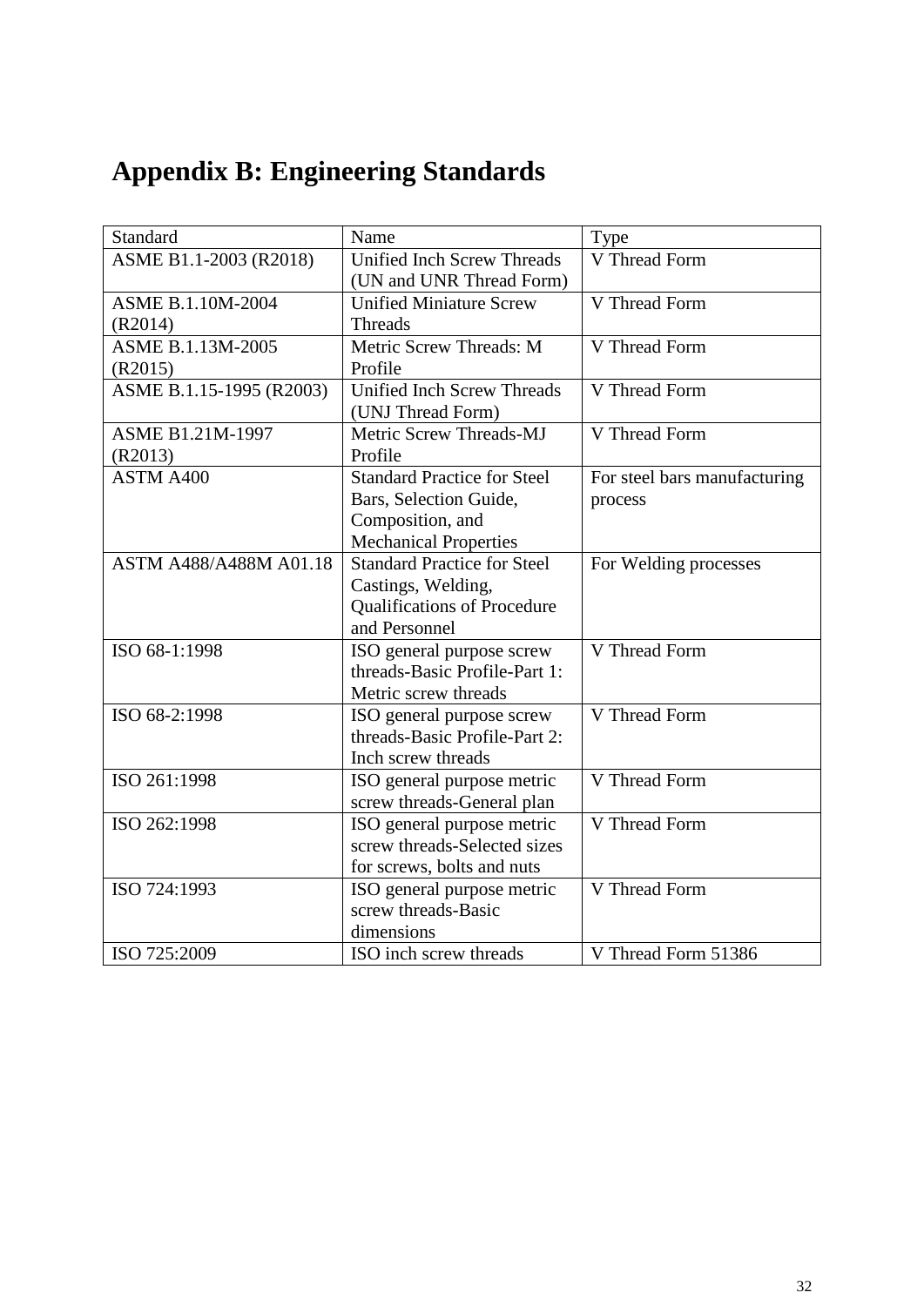# Appendix B: Engineering Standards

| Standard | Name | Type |
|---|---|---|
| ASME B1.1-2003 (R2018) | Unified Inch Screw Threads (UN and UNR Thread Form) | V Thread Form |
| ASME B.1.10M-2004 (R2014) | Unified Miniature Screw Threads | V Thread Form |
| ASME B.1.13M-2005 (R2015) | Metric Screw Threads: M Profile | V Thread Form |
| ASME B.1.15-1995 (R2003) | Unified Inch Screw Threads (UNJ Thread Form) | V Thread Form |
| ASME B1.21M-1997 (R2013) | Metric Screw Threads-MJ Profile | V Thread Form |
| ASTM A400 | Standard Practice for Steel Bars, Selection Guide, Composition, and Mechanical Properties | For steel bars manufacturing process |
| ASTM A488/A488M A01.18 | Standard Practice for Steel Castings, Welding, Qualifications of Procedure and Personnel | For Welding processes |
| ISO 68-1:1998 | ISO general purpose screw threads-Basic Profile-Part 1: Metric screw threads | V Thread Form |
| ISO 68-2:1998 | ISO general purpose screw threads-Basic Profile-Part 2: Inch screw threads | V Thread Form |
| ISO 261:1998 | ISO general purpose metric screw threads-General plan | V Thread Form |
| ISO 262:1998 | ISO general purpose metric screw threads-Selected sizes for screws, bolts and nuts | V Thread Form |
| ISO 724:1993 | ISO general purpose metric screw threads-Basic dimensions | V Thread Form |
| ISO 725:2009 | ISO inch screw threads | V Thread Form 51386 |